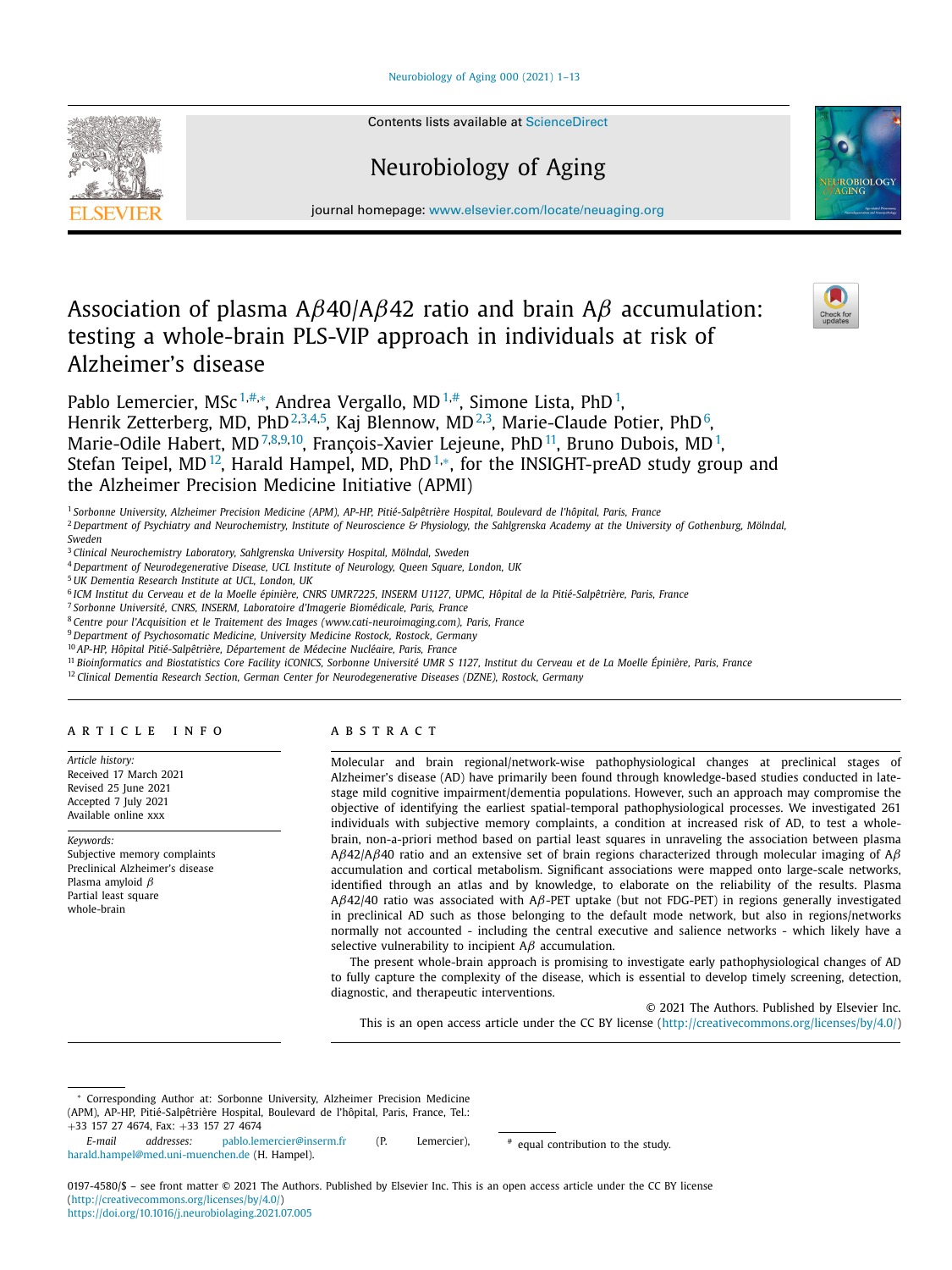# Association of plasma Aβ40/Aβ42 ratio and brain Aβ accumulation: testing a whole-brain PLS-VIP approach in individuals at risk of Alzheimer's disease

Pablo Lemercier, MSc[1,#,*], Andrea Vergallo, MD[1,#], Simone Lista, PhD[1], Henrik Zetterberg, MD, PhD[2,3,4,5], Kaj Blennow, MD[2,3], Marie-Claude Potier, PhD[6], Marie-Odile Habert, MD[7,8,9,10], François-Xavier Lejeune, PhD[11], Bruno Dubois, MD[1], Stefan Teipel, MD[12], Harald Hampel, MD, PhD[1,*], for the INSIGHT-preAD study group and the Alzheimer Precision Medicine Initiative (APMI)

[1] Sorbonne University, Alzheimer Precision Medicine (APM), AP-HP, Pitié-Salpêtrière Hospital, Boulevard de l'hôpital, Paris, France
[2] Department of Psychiatry and Neurochemistry, Institute of Neuroscience & Physiology, the Sahlgrenska Academy at the University of Gothenburg, Mölndal, Sweden
[3] Clinical Neurochemistry Laboratory, Sahlgrenska University Hospital, Mölndal, Sweden
[4] Department of Neurodegenerative Disease, UCL Institute of Neurology, Queen Square, London, UK
[5] UK Dementia Research Institute at UCL, London, UK
[6] ICM Institut du Cerveau et de la Moelle épinière, CNRS UMR7225, INSERM U1127, UPMC, Hôpital de la Pitié-Salpêtrière, Paris, France
[7] Sorbonne Université, CNRS, INSERM, Laboratoire d'Imagerie Biomédicale, Paris, France
[8] Centre pour l'Acquisition et le Traitement des Images (www.cati-neuroimaging.com), Paris, France
[9] Department of Psychosomatic Medicine, University Medicine Rostock, Rostock, Germany
[10] AP-HP, Hôpital Pitié-Salpêtrière, Département de Médecine Nucléaire, Paris, France
[11] Bioinformatics and Biostatistics Core Facility iCONICS, Sorbonne Université UMR S 1127, Institut du Cerveau et de La Moelle Épinière, Paris, France
[12] Clinical Dementia Research Section, German Center for Neurodegenerative Diseases (DZNE), Rostock, Germany

## ARTICLE INFO

*Article history:*
Received 17 March 2021
Revised 25 June 2021
Accepted 7 July 2021
Available online xxx

*Keywords:*
Subjective memory complaints
Preclinical Alzheimer's disease
Plasma amyloid β
Partial least square
whole-brain

## ABSTRACT

Molecular and brain regional/network-wise pathophysiological changes at preclinical stages of Alzheimer's disease (AD) have primarily been found through knowledge-based studies conducted in late-stage mild cognitive impairment/dementia populations. However, such an approach may compromise the objective of identifying the earliest spatial-temporal pathophysiological processes. We investigated 261 individuals with subjective memory complaints, a condition at increased risk of AD, to test a whole-brain, non-a-priori method based on partial least squares in unraveling the association between plasma Aβ42/Aβ40 ratio and an extensive set of brain regions characterized through molecular imaging of Aβ accumulation and cortical metabolism. Significant associations were mapped onto large-scale networks, identified through an atlas and by knowledge, to elaborate on the reliability of the results. Plasma Aβ42/40 ratio was associated with Aβ-PET uptake (but not FDG-PET) in regions generally investigated in preclinical AD such as those belonging to the default mode network, but also in regions/networks normally not accounted - including the central executive and salience networks - which likely have a selective vulnerability to incipient Aβ accumulation.

The present whole-brain approach is promising to investigate early pathophysiological changes of AD to fully capture the complexity of the disease, which is essential to develop timely screening, detection, diagnostic, and therapeutic interventions.

© 2021 The Authors. Published by Elsevier Inc.
This is an open access article under the CC BY license (http://creativecommons.org/licenses/by/4.0/)

---

* Corresponding Author at: Sorbonne University, Alzheimer Precision Medicine (APM), AP-HP, Pitié-Salpêtrière Hospital, Boulevard de l'hôpital, Paris, France, Tel.: +33 157 27 4674, Fax: +33 157 27 4674
*E-mail addresses:* pablo.lemercier@inserm.fr (P. Lemercier), harald.hampel@med.uni-muenchen.de (H. Hampel).

# equal contribution to the study.

0197-4580/$ – see front matter © 2021 The Authors. Published by Elsevier Inc. This is an open access article under the CC BY license (http://creativecommons.org/licenses/by/4.0/)
https://doi.org/10.1016/j.neurobiolaging.2021.07.005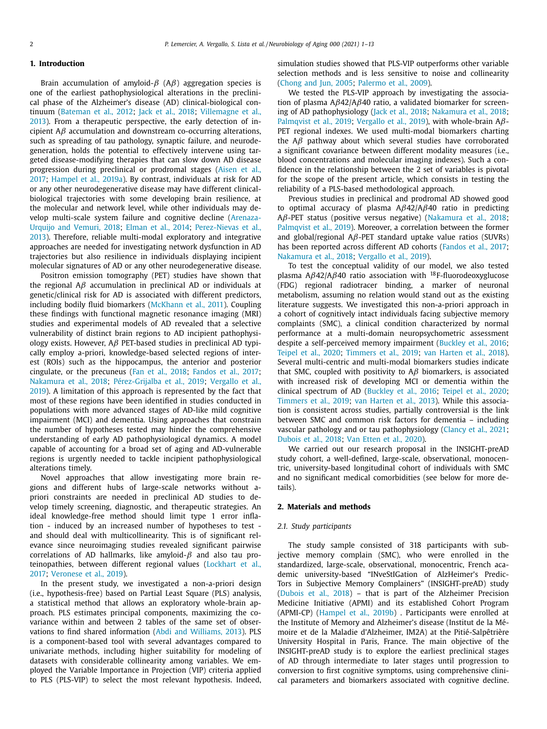## 1. Introduction

Brain accumulation of amyloid-$\beta$ (A$\beta$) aggregation species is one of the earliest pathophysiological alterations in the preclinical phase of the Alzheimer's disease (AD) clinical-biological continuum (Bateman et al., 2012; Jack et al., 2018; Villemagne et al., 2013). From a therapeutic perspective, the early detection of incipient A$\beta$ accumulation and downstream co-occurring alterations, such as spreading of tau pathology, synaptic failure, and neurodegeneration, holds the potential to effectively intervene using targeted disease-modifying therapies that can slow down AD disease progression during preclinical or prodromal stages (Aisen et al., 2017; Hampel et al., 2019a). By contrast, individuals at risk for AD or any other neurodegenerative disease may have different clinical-biological trajectories with some developing brain resilience, at the molecular and network level, while other individuals may develop multi-scale system failure and cognitive decline (Arenaza-Urquijo and Vemuri, 2018; Elman et al., 2014; Perez-Nievas et al., 2013). Therefore, reliable multi-modal exploratory and integrative approaches are needed for investigating network dysfunction in AD trajectories but also resilience in individuals displaying incipient molecular signatures of AD or any other neurodegenerative disease.

Positron emission tomography (PET) studies have shown that the regional A$\beta$ accumulation in preclinical AD or individuals at genetic/clinical risk for AD is associated with different predictors, including bodily fluid biomarkers (McKhann et al., 2011). Coupling these findings with functional magnetic resonance imaging (MRI) studies and experimental models of AD revealed that a selective vulnerability of distinct brain regions to AD incipient pathophysiology exists. However, A$\beta$ PET-based studies in preclinical AD typically employ a-priori, knowledge-based selected regions of interest (ROIs) such as the hippocampus, the anterior and posterior cingulate, or the precuneus (Fan et al., 2018; Fandos et al., 2017; Nakamura et al., 2018; Pérez-Grijalba et al., 2019; Vergallo et al., 2019). A limitation of this approach is represented by the fact that most of these regions have been identified in studies conducted in populations with more advanced stages of AD-like mild cognitive impairment (MCI) and dementia. Using approaches that constrain the number of hypotheses tested may hinder the comprehensive understanding of early AD pathophysiological dynamics. A model capable of accounting for a broad set of aging and AD-vulnerable regions is urgently needed to tackle incipient pathophysiological alterations timely.

Novel approaches that allow investigating more brain regions and different hubs of large-scale networks without a-priori constraints are needed in preclinical AD studies to develop timely screening, diagnostic, and therapeutic strategies. An ideal knowledge-free method should limit type 1 error inflation - induced by an increased number of hypotheses to test - and should deal with multicollinearity. This is of significant relevance since neuroimaging studies revealed significant pairwise correlations of AD hallmarks, like amyloid-$\beta$ and also tau proteinopathies, between different regional values (Lockhart et al., 2017; Veronese et al., 2019).

In the present study, we investigated a non-a-priori design (i.e., hypothesis-free) based on Partial Least Square (PLS) analysis, a statistical method that allows an exploratory whole-brain approach. PLS estimates principal components, maximizing the covariance within and between 2 tables of the same set of observations to find shared information (Abdi and Williams, 2013). PLS is a component-based tool with several advantages compared to univariate methods, including higher suitability for modeling of datasets with considerable collinearity among variables. We employed the Variable Importance in Projection (VIP) criteria applied to PLS (PLS-VIP) to select the most relevant hypothesis. Indeed, simulation studies showed that PLS-VIP outperforms other variable selection methods and is less sensitive to noise and collinearity (Chong and Jun, 2005; Palermo et al., 2009).

We tested the PLS-VIP approach by investigating the association of plasma A$\beta$42/A$\beta$40 ratio, a validated biomarker for screening of AD pathophysiology (Jack et al., 2018; Nakamura et al., 2018; Palmqvist et al., 2019; Vergallo et al., 2019), with whole-brain A$\beta$-PET regional indexes. We used multi-modal biomarkers charting the A$\beta$ pathway about which several studies have corroborated a significant covariance between different modality measures (i.e., blood concentrations and molecular imaging indexes). Such a confidence in the relationship between the 2 set of variables is pivotal for the scope of the present article, which consists in testing the reliability of a PLS-based methodological approach.

Previous studies in preclinical and prodromal AD showed good to optimal accuracy of plasma A$\beta$42/A$\beta$40 ratio in predicting A$\beta$-PET status (positive versus negative) (Nakamura et al., 2018; Palmqvist et al., 2019). Moreover, a correlation between the former and global/regional A$\beta$-PET standard uptake value ratios (SUVRs) has been reported across different AD cohorts (Fandos et al., 2017; Nakamura et al., 2018; Vergallo et al., 2019).

To test the conceptual validity of our model, we also tested plasma A$\beta$42/A$\beta$40 ratio association with $^{18}$F-fluorodeoxyglucose (FDG) regional radiotracer binding, a marker of neuronal metabolism, assuming no relation would stand out as the existing literature suggests. We investigated this non-a-priori approach in a cohort of cognitively intact individuals facing subjective memory complaints (SMC), a clinical condition characterized by normal performance at a multi-domain neuropsychometric assessment despite a self-perceived memory impairment (Buckley et al., 2016; Teipel et al., 2020; Timmers et al., 2019; van Harten et al., 2018). Several multi-centric and multi-modal biomarkers studies indicate that SMC, coupled with positivity to A$\beta$ biomarkers, is associated with increased risk of developing MCI or dementia within the clinical spectrum of AD (Buckley et al., 2016; Teipel et al., 2020; Timmers et al., 2019; van Harten et al., 2013). While this association is consistent across studies, partially controversial is the link between SMC and common risk factors for dementia – including vascular pathology and or tau pathophysiology (Clancy et al., 2021; Dubois et al., 2018; Van Etten et al., 2020).

We carried out our research proposal in the INSIGHT-preAD study cohort, a well-defined, large-scale, observational, monocentric, university-based longitudinal cohort of individuals with SMC and no significant medical comorbidities (see below for more details).

## 2. Materials and methods

### 2.1. Study participants

The study sample consisted of 318 participants with subjective memory complain (SMC), who were enrolled in the standardized, large-scale, observational, monocentric, French academic university-based "INveStIGation of AlzHeimer's PredicTors in Subjective Memory Complainers" (INSIGHT-preAD) study (Dubois et al., 2018) – that is part of the Alzheimer Precision Medicine Initiative (APMI) and its established Cohort Program (APMI-CP) (Hampel et al., 2019b) . Participants were enrolled at the Institute of Memory and Alzheimer's disease (Institut de la Mémoire et de la Maladie d'Alzheimer, IM2A) at the Pitié-Salpêtrière University Hospital in Paris, France. The main objective of the INSIGHT-preAD study is to explore the earliest preclinical stages of AD through intermediate to later stages until progression to conversion to first cognitive symptoms, using comprehensive clinical parameters and biomarkers associated with cognitive decline.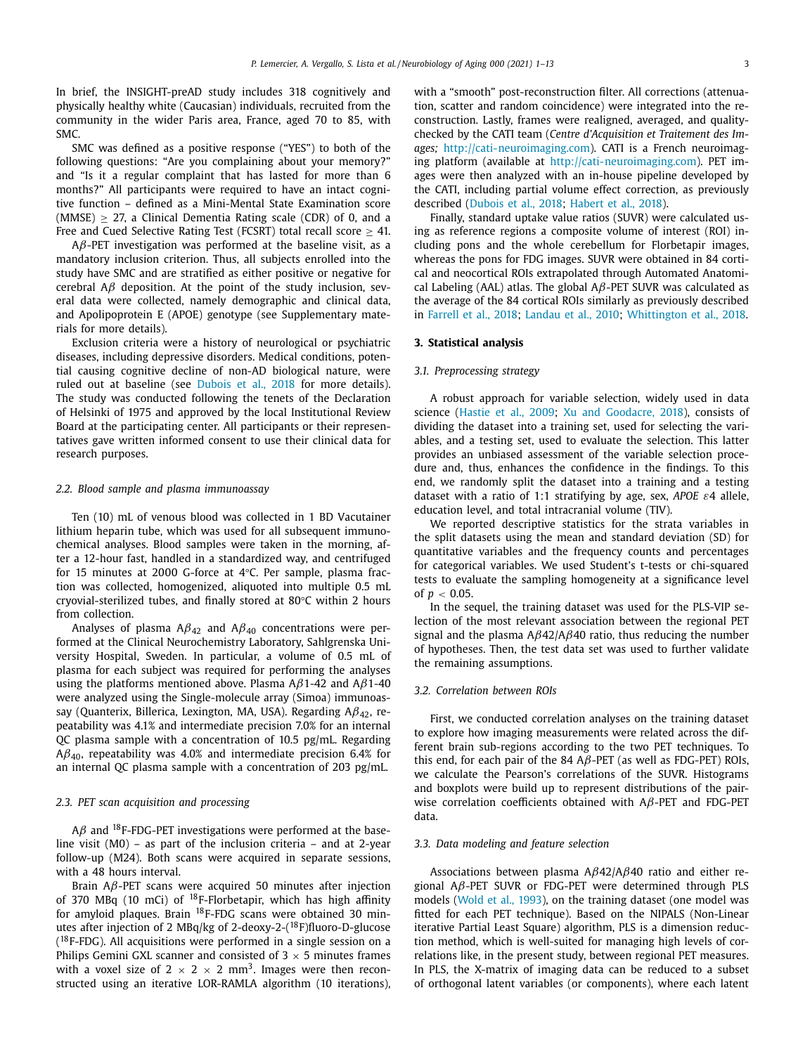In brief, the INSIGHT-preAD study includes 318 cognitively and physically healthy white (Caucasian) individuals, recruited from the community in the wider Paris area, France, aged 70 to 85, with SMC.

SMC was defined as a positive response ("YES") to both of the following questions: "Are you complaining about your memory?" and "Is it a regular complaint that has lasted for more than 6 months?" All participants were required to have an intact cognitive function – defined as a Mini-Mental State Examination score (MMSE) $\geq$ 27, a Clinical Dementia Rating scale (CDR) of 0, and a Free and Cued Selective Rating Test (FCSRT) total recall score $\geq$ 41.

A$\beta$-PET investigation was performed at the baseline visit, as a mandatory inclusion criterion. Thus, all subjects enrolled into the study have SMC and are stratified as either positive or negative for cerebral A$\beta$ deposition. At the point of the study inclusion, several data were collected, namely demographic and clinical data, and Apolipoprotein E (APOE) genotype (see Supplementary materials for more details).

Exclusion criteria were a history of neurological or psychiatric diseases, including depressive disorders. Medical conditions, potential causing cognitive decline of non-AD biological nature, were ruled out at baseline (see Dubois et al., 2018 for more details). The study was conducted following the tenets of the Declaration of Helsinki of 1975 and approved by the local Institutional Review Board at the participating center. All participants or their representatives gave written informed consent to use their clinical data for research purposes.

### 2.2. Blood sample and plasma immunoassay

Ten (10) mL of venous blood was collected in 1 BD Vacutainer lithium heparin tube, which was used for all subsequent immunochemical analyses. Blood samples were taken in the morning, after a 12-hour fast, handled in a standardized way, and centrifuged for 15 minutes at 2000 G-force at 4°C. Per sample, plasma fraction was collected, homogenized, aliquoted into multiple 0.5 mL cryovial-sterilized tubes, and finally stored at 80°C within 2 hours from collection.

Analyses of plasma A$\beta_{42}$ and A$\beta_{40}$ concentrations were performed at the Clinical Neurochemistry Laboratory, Sahlgrenska University Hospital, Sweden. In particular, a volume of 0.5 mL of plasma for each subject was required for performing the analyses using the platforms mentioned above. Plasma A$\beta$1-42 and A$\beta$1-40 were analyzed using the Single-molecule array (Simoa) immunoassay (Quanterix, Billerica, Lexington, MA, USA). Regarding A$\beta_{42}$, repeatability was 4.1% and intermediate precision 7.0% for an internal QC plasma sample with a concentration of 10.5 pg/mL. Regarding A$\beta_{40}$, repeatability was 4.0% and intermediate precision 6.4% for an internal QC plasma sample with a concentration of 203 pg/mL.

### 2.3. PET scan acquisition and processing

A$\beta$ and $^{18}$F-FDG-PET investigations were performed at the baseline visit (M0) – as part of the inclusion criteria – and at 2-year follow-up (M24). Both scans were acquired in separate sessions, with a 48 hours interval.

Brain A$\beta$-PET scans were acquired 50 minutes after injection of 370 MBq (10 mCi) of $^{18}$F-Florbetapir, which has high affinity for amyloid plaques. Brain $^{18}$F-FDG scans were obtained 30 minutes after injection of 2 MBq/kg of 2-deoxy-2-($^{18}$F)fluoro-D-glucose ($^{18}$F-FDG). All acquisitions were performed in a single session on a Philips Gemini GXL scanner and consisted of 3 $\times$ 5 minutes frames with a voxel size of 2 $\times$ 2 $\times$ 2 mm$^3$. Images were then reconstructed using an iterative LOR-RAMLA algorithm (10 iterations), with a "smooth" post-reconstruction filter. All corrections (attenuation, scatter and random coincidence) were integrated into the reconstruction. Lastly, frames were realigned, averaged, and quality-checked by the CATI team (*Centre d'Acquisition et Traitement des Images;* http://cati-neuroimaging.com). CATI is a French neuroimaging platform (available at http://cati-neuroimaging.com). PET images were then analyzed with an in-house pipeline developed by the CATI, including partial volume effect correction, as previously described (Dubois et al., 2018; Habert et al., 2018).

Finally, standard uptake value ratios (SUVR) were calculated using as reference regions a composite volume of interest (ROI) including pons and the whole cerebellum for Florbetapir images, whereas the pons for FDG images. SUVR were obtained in 84 cortical and neocortical ROIs extrapolated through Automated Anatomical Labeling (AAL) atlas. The global A$\beta$-PET SUVR was calculated as the average of the 84 cortical ROIs similarly as previously described in Farrell et al., 2018; Landau et al., 2010; Whittington et al., 2018.

## 3. Statistical analysis

### 3.1. Preprocessing strategy

A robust approach for variable selection, widely used in data science (Hastie et al., 2009; Xu and Goodacre, 2018), consists of dividing the dataset into a training set, used for selecting the variables, and a testing set, used to evaluate the selection. This latter provides an unbiased assessment of the variable selection procedure and, thus, enhances the confidence in the findings. To this end, we randomly split the dataset into a training and a testing dataset with a ratio of 1:1 stratifying by age, sex, *APOE* $\varepsilon$4 allele, education level, and total intracranial volume (TIV).

We reported descriptive statistics for the strata variables in the split datasets using the mean and standard deviation (SD) for quantitative variables and the frequency counts and percentages for categorical variables. We used Student's t-tests or chi-squared tests to evaluate the sampling homogeneity at a significance level of $p < 0.05$.

In the sequel, the training dataset was used for the PLS-VIP selection of the most relevant association between the regional PET signal and the plasma A$\beta$42/A$\beta$40 ratio, thus reducing the number of hypotheses. Then, the test data set was used to further validate the remaining assumptions.

### 3.2. Correlation between ROIs

First, we conducted correlation analyses on the training dataset to explore how imaging measurements were related across the different brain sub-regions according to the two PET techniques. To this end, for each pair of the 84 A$\beta$-PET (as well as FDG-PET) ROIs, we calculate the Pearson's correlations of the SUVR. Histograms and boxplots were build up to represent distributions of the pairwise correlation coefficients obtained with A$\beta$-PET and FDG-PET data.

### 3.3. Data modeling and feature selection

Associations between plasma A$\beta$42/A$\beta$40 ratio and either regional A$\beta$-PET SUVR or FDG-PET were determined through PLS models (Wold et al., 1993), on the training dataset (one model was fitted for each PET technique). Based on the NIPALS (Non-Linear iterative Partial Least Square) algorithm, PLS is a dimension reduction method, which is well-suited for managing high levels of correlations like, in the present study, between regional PET measures. In PLS, the X-matrix of imaging data can be reduced to a subset of orthogonal latent variables (or components), where each latent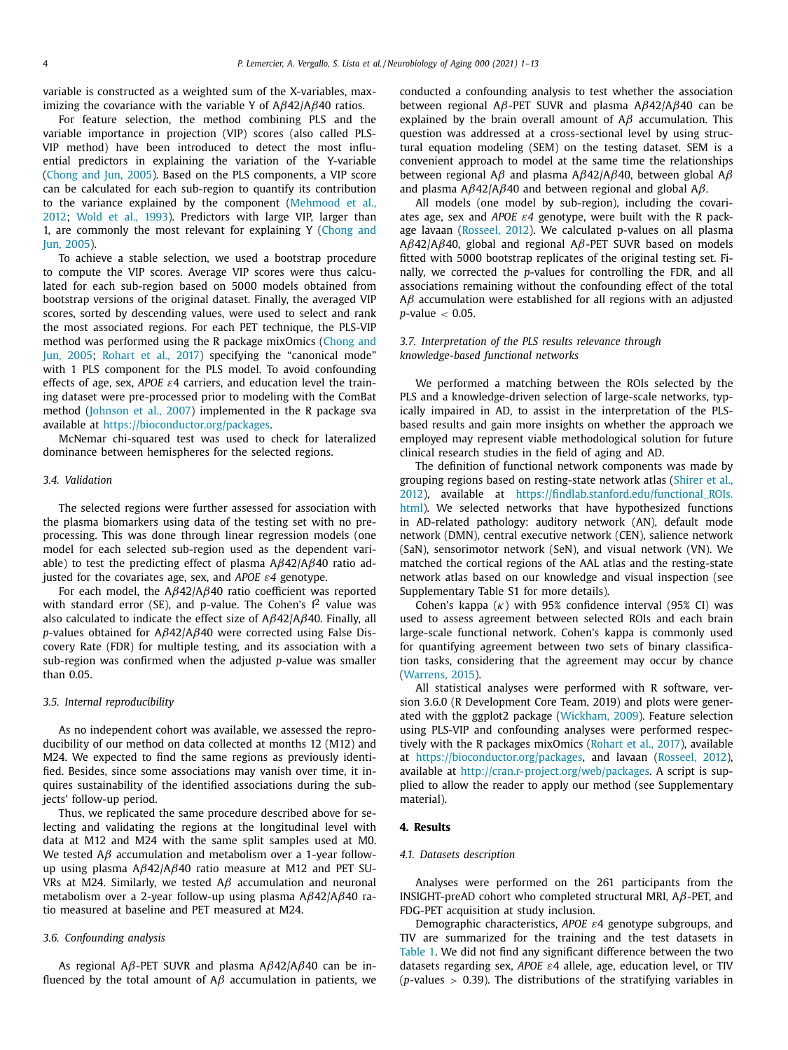variable is constructed as a weighted sum of the X-variables, maximizing the covariance with the variable Y of Aβ42/Aβ40 ratios.

For feature selection, the method combining PLS and the variable importance in projection (VIP) scores (also called PLS-VIP method) have been introduced to detect the most influential predictors in explaining the variation of the Y-variable (Chong and Jun, 2005). Based on the PLS components, a VIP score can be calculated for each sub-region to quantify its contribution to the variance explained by the component (Mehmood et al., 2012; Wold et al., 1993). Predictors with large VIP, larger than 1, are commonly the most relevant for explaining Y (Chong and Jun, 2005).

To achieve a stable selection, we used a bootstrap procedure to compute the VIP scores. Average VIP scores were thus calculated for each sub-region based on 5000 models obtained from bootstrap versions of the original dataset. Finally, the averaged VIP scores, sorted by descending values, were used to select and rank the most associated regions. For each PET technique, the PLS-VIP method was performed using the R package mixOmics (Chong and Jun, 2005; Rohart et al., 2017) specifying the "canonical mode" with 1 PLS component for the PLS model. To avoid confounding effects of age, sex, *APOE ε*4 carriers, and education level the training dataset were pre-processed prior to modeling with the ComBat method (Johnson et al., 2007) implemented in the R package sva available at https://bioconductor.org/packages.

McNemar chi-squared test was used to check for lateralized dominance between hemispheres for the selected regions.

### 3.4. Validation

The selected regions were further assessed for association with the plasma biomarkers using data of the testing set with no preprocessing. This was done through linear regression models (one model for each selected sub-region used as the dependent variable) to test the predicting effect of plasma Aβ42/Aβ40 ratio adjusted for the covariates age, sex, and *APOE ε4* genotype.

For each model, the Aβ42/Aβ40 ratio coefficient was reported with standard error (SE), and p-value. The Cohen's $f^2$ value was also calculated to indicate the effect size of Aβ42/Aβ40. Finally, all *p*-values obtained for Aβ42/Aβ40 were corrected using False Discovery Rate (FDR) for multiple testing, and its association with a sub-region was confirmed when the adjusted *p*-value was smaller than 0.05.

### 3.5. Internal reproducibility

As no independent cohort was available, we assessed the reproducibility of our method on data collected at months 12 (M12) and M24. We expected to find the same regions as previously identified. Besides, since some associations may vanish over time, it inquires sustainability of the identified associations during the subjects' follow-up period.

Thus, we replicated the same procedure described above for selecting and validating the regions at the longitudinal level with data at M12 and M24 with the same split samples used at M0. We tested Aβ accumulation and metabolism over a 1-year follow-up using plasma Aβ42/Aβ40 ratio measure at M12 and PET SUVRs at M24. Similarly, we tested Aβ accumulation and neuronal metabolism over a 2-year follow-up using plasma Aβ42/Aβ40 ratio measured at baseline and PET measured at M24.

### 3.6. Confounding analysis

As regional Aβ-PET SUVR and plasma Aβ42/Aβ40 can be influenced by the total amount of Aβ accumulation in patients, we conducted a confounding analysis to test whether the association between regional Aβ-PET SUVR and plasma Aβ42/Aβ40 can be explained by the brain overall amount of Aβ accumulation. This question was addressed at a cross-sectional level by using structural equation modeling (SEM) on the testing dataset. SEM is a convenient approach to model at the same time the relationships between regional Aβ and plasma Aβ42/Aβ40, between global Aβ and plasma Aβ42/Aβ40 and between regional and global Aβ.

All models (one model by sub-region), including the covariates age, sex and *APOE ε4* genotype, were built with the R package lavaan (Rosseel, 2012). We calculated p-values on all plasma Aβ42/Aβ40, global and regional Aβ-PET SUVR based on models fitted with 5000 bootstrap replicates of the original testing set. Finally, we corrected the *p*-values for controlling the FDR, and all associations remaining without the confounding effect of the total Aβ accumulation were established for all regions with an adjusted *p*-value $< 0.05$.

### 3.7. Interpretation of the PLS results relevance through knowledge-based functional networks

We performed a matching between the ROIs selected by the PLS and a knowledge-driven selection of large-scale networks, typically impaired in AD, to assist in the interpretation of the PLS-based results and gain more insights on whether the approach we employed may represent viable methodological solution for future clinical research studies in the field of aging and AD.

The definition of functional network components was made by grouping regions based on resting-state network atlas (Shirer et al., 2012), available at https://findlab.stanford.edu/functional_ROIs.html). We selected networks that have hypothesized functions in AD-related pathology: auditory network (AN), default mode network (DMN), central executive network (CEN), salience network (SaN), sensorimotor network (SeN), and visual network (VN). We matched the cortical regions of the AAL atlas and the resting-state network atlas based on our knowledge and visual inspection (see Supplementary Table S1 for more details).

Cohen's kappa (κ) with 95% confidence interval (95% CI) was used to assess agreement between selected ROIs and each brain large-scale functional network. Cohen's kappa is commonly used for quantifying agreement between two sets of binary classification tasks, considering that the agreement may occur by chance (Warrens, 2015).

All statistical analyses were performed with R software, version 3.6.0 (R Development Core Team, 2019) and plots were generated with the ggplot2 package (Wickham, 2009). Feature selection using PLS-VIP and confounding analyses were performed respectively with the R packages mixOmics (Rohart et al., 2017), available at https://bioconductor.org/packages, and lavaan (Rosseel, 2012), available at http://cran.r-project.org/web/packages. A script is supplied to allow the reader to apply our method (see Supplementary material).

## 4. Results

### 4.1. Datasets description

Analyses were performed on the 261 participants from the INSIGHT-preAD cohort who completed structural MRI, Aβ-PET, and FDG-PET acquisition at study inclusion.

Demographic characteristics, *APOE ε*4 genotype subgroups, and TIV are summarized for the training and the test datasets in Table 1. We did not find any significant difference between the two datasets regarding sex, *APOE ε*4 allele, age, education level, or TIV (*p*-values $> 0.39$). The distributions of the stratifying variables in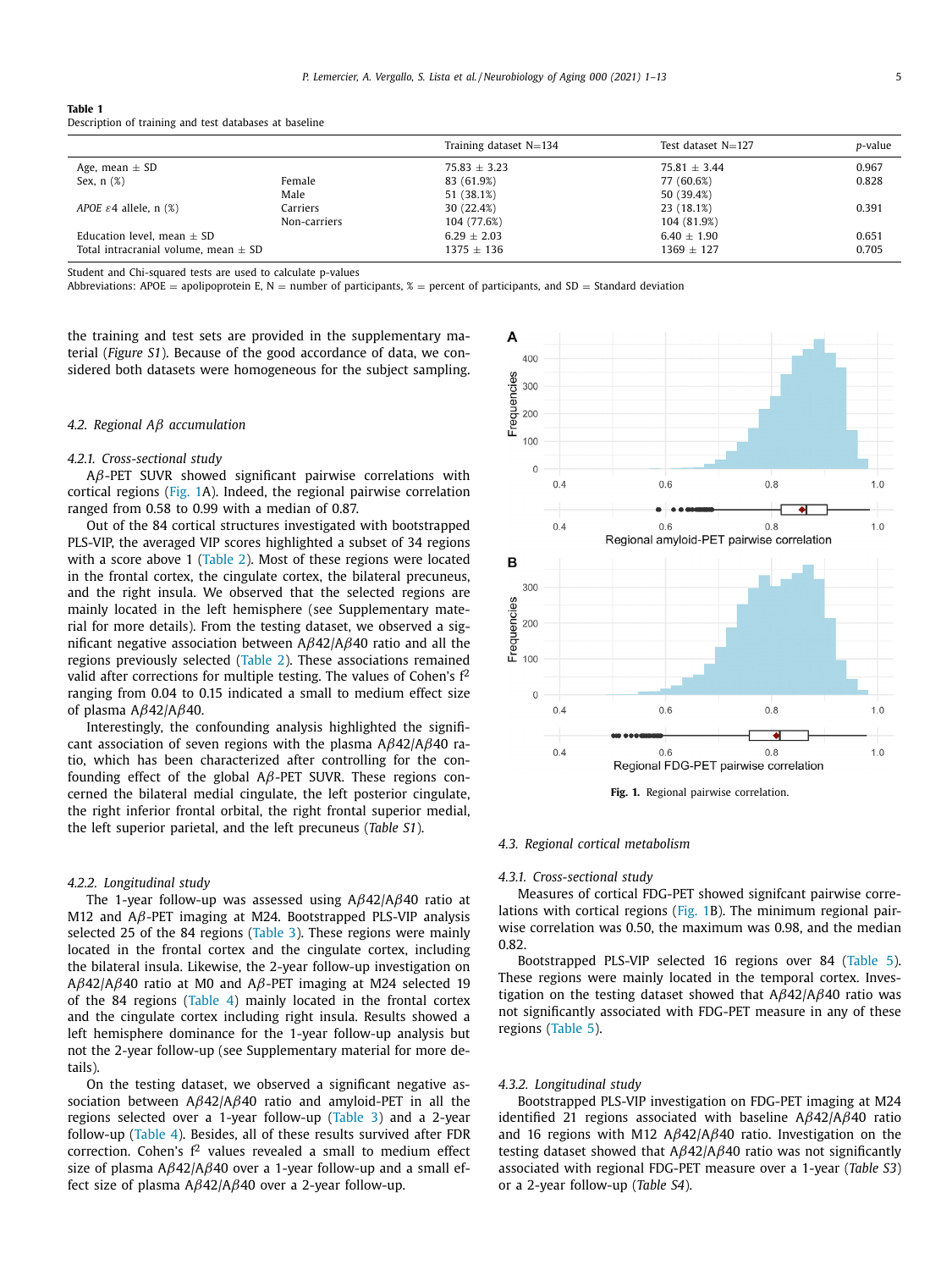**Table 1**
Description of training and test databases at baseline

| | | Training dataset N=134 | Test dataset N=127 | *p*-value |
|---|---|---|---|---|
| Age, mean ± SD | | 75.83 ± 3.23 | 75.81 ± 3.44 | 0.967 |
| Sex, n (%) | Female | 83 (61.9%) | 77 (60.6%) | 0.828 |
| | Male | 51 (38.1%) | 50 (39.4%) | |
| *APOE ε*4 allele, n (%) | Carriers | 30 (22.4%) | 23 (18.1%) | 0.391 |
| | Non-carriers | 104 (77.6%) | 104 (81.9%) | |
| Education level, mean ± SD | | 6.29 ± 2.03 | 6.40 ± 1.90 | 0.651 |
| Total intracranial volume, mean ± SD | | 1375 ± 136 | 1369 ± 127 | 0.705 |

Student and Chi-squared tests are used to calculate p-values
Abbreviations: APOE = apolipoprotein E, N = number of participants, % = percent of participants, and SD = Standard deviation

the training and test sets are provided in the supplementary material (*Figure S1*). Because of the good accordance of data, we considered both datasets were homogeneous for the subject sampling.

### 4.2. Regional Aβ accumulation

#### 4.2.1. Cross-sectional study

Aβ-PET SUVR showed significant pairwise correlations with cortical regions (Fig. 1A). Indeed, the regional pairwise correlation ranged from 0.58 to 0.99 with a median of 0.87.

Out of the 84 cortical structures investigated with bootstrapped PLS-VIP, the averaged VIP scores highlighted a subset of 34 regions with a score above 1 (Table 2). Most of these regions were located in the frontal cortex, the cingulate cortex, the bilateral precuneus, and the right insula. We observed that the selected regions are mainly located in the left hemisphere (see Supplementary material for more details). From the testing dataset, we observed a significant negative association between Aβ42/Aβ40 ratio and all the regions previously selected (Table 2). These associations remained valid after corrections for multiple testing. The values of Cohen's $f^2$ ranging from 0.04 to 0.15 indicated a small to medium effect size of plasma Aβ42/Aβ40.

Interestingly, the confounding analysis highlighted the significant association of seven regions with the plasma Aβ42/Aβ40 ratio, which has been characterized after controlling for the confounding effect of the global Aβ-PET SUVR. These regions concerned the bilateral medial cingulate, the left posterior cingulate, the right inferior frontal orbital, the right frontal superior medial, the left superior parietal, and the left precuneus (*Table S1*).

#### 4.2.2. Longitudinal study

The 1-year follow-up was assessed using Aβ42/Aβ40 ratio at M12 and Aβ-PET imaging at M24. Bootstrapped PLS-VIP analysis selected 25 of the 84 regions (Table 3). These regions were mainly located in the frontal cortex and the cingulate cortex, including the bilateral insula. Likewise, the 2-year follow-up investigation on Aβ42/Aβ40 ratio at M0 and Aβ-PET imaging at M24 selected 19 of the 84 regions (Table 4) mainly located in the frontal cortex and the cingulate cortex including right insula. Results showed a left hemisphere dominance for the 1-year follow-up analysis but not the 2-year follow-up (see Supplementary material for more details).

On the testing dataset, we observed a significant negative association between Aβ42/Aβ40 ratio and amyloid-PET in all the regions selected over a 1-year follow-up (Table 3) and a 2-year follow-up (Table 4). Besides, all of these results survived after FDR correction. Cohen's $f^2$ values revealed a small to medium effect size of plasma Aβ42/Aβ40 over a 1-year follow-up and a small effect size of plasma Aβ42/Aβ40 over a 2-year follow-up.

**Fig. 1.** Regional pairwise correlation.

### 4.3. Regional cortical metabolism

#### 4.3.1. Cross-sectional study

Measures of cortical FDG-PET showed signifcant pairwise correlations with cortical regions (Fig. 1B). The minimum regional pairwise correlation was 0.50, the maximum was 0.98, and the median 0.82.

Bootstrapped PLS-VIP selected 16 regions over 84 (Table 5). These regions were mainly located in the temporal cortex. Investigation on the testing dataset showed that Aβ42/Aβ40 ratio was not significantly associated with FDG-PET measure in any of these regions (Table 5).

#### 4.3.2. Longitudinal study

Bootstrapped PLS-VIP investigation on FDG-PET imaging at M24 identified 21 regions associated with baseline Aβ42/Aβ40 ratio and 16 regions with M12 Aβ42/Aβ40 ratio. Investigation on the testing dataset showed that Aβ42/Aβ40 ratio was not significantly associated with regional FDG-PET measure over a 1-year (*Table S3*) or a 2-year follow-up (*Table S4*).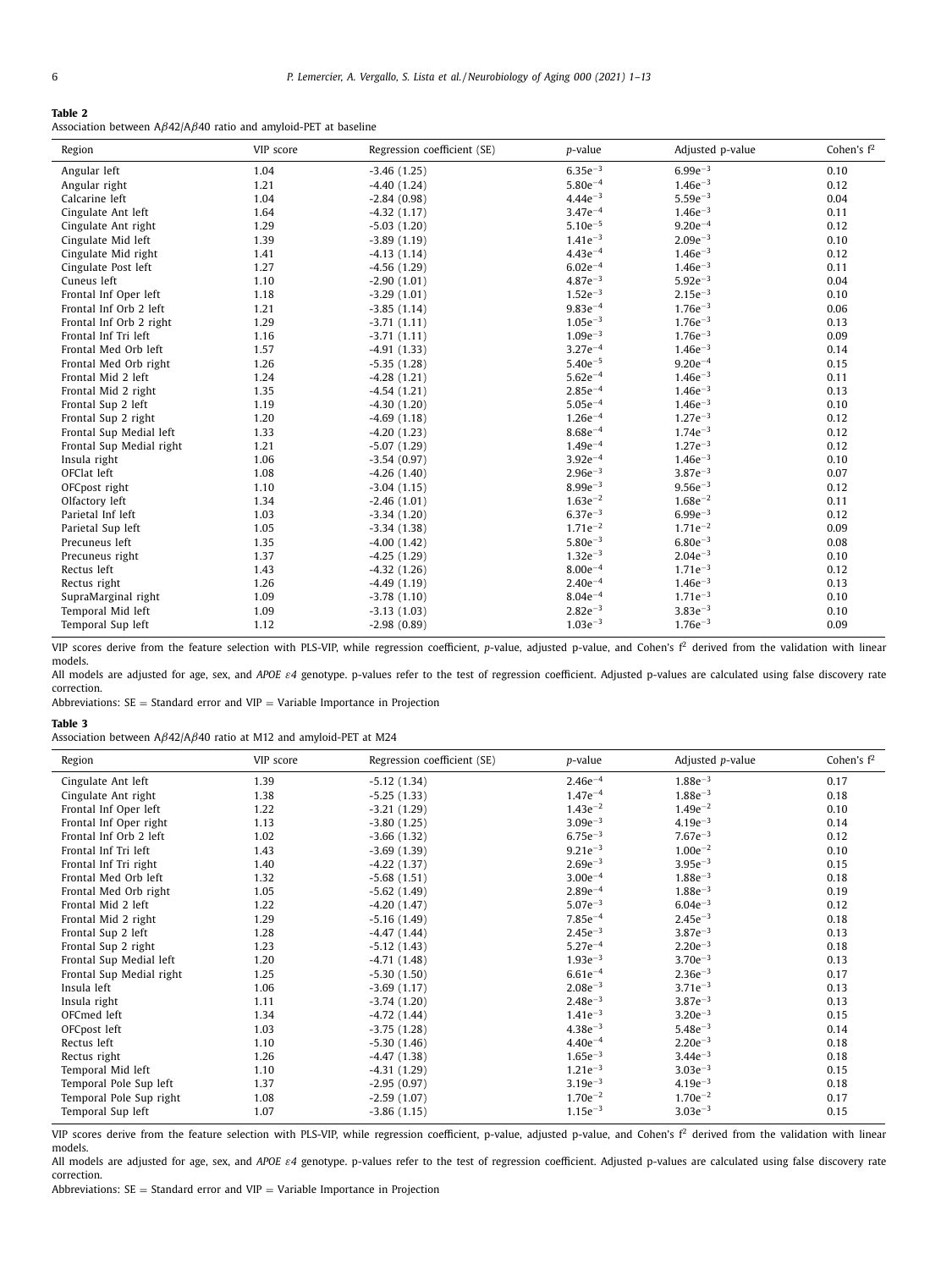**Table 2**
Association between Aβ42/Aβ40 ratio and amyloid-PET at baseline

| Region | VIP score | Regression coefficient (SE) | *p*-value | Adjusted p-value | Cohen's $f^2$ |
|---|---|---|---|---|---|
| Angular left | 1.04 | -3.46 (1.25) | $6.35e^{-3}$ | $6.99e^{-3}$ | 0.10 |
| Angular right | 1.21 | -4.40 (1.24) | $5.80e^{-4}$ | $1.46e^{-3}$ | 0.12 |
| Calcarine left | 1.04 | -2.84 (0.98) | $4.44e^{-3}$ | $5.59e^{-3}$ | 0.04 |
| Cingulate Ant left | 1.64 | -4.32 (1.17) | $3.47e^{-4}$ | $1.46e^{-3}$ | 0.11 |
| Cingulate Ant right | 1.29 | -5.03 (1.20) | $5.10e^{-5}$ | $9.20e^{-4}$ | 0.12 |
| Cingulate Mid left | 1.39 | -3.89 (1.19) | $1.41e^{-3}$ | $2.09e^{-3}$ | 0.10 |
| Cingulate Mid right | 1.41 | -4.13 (1.14) | $4.43e^{-4}$ | $1.46e^{-3}$ | 0.12 |
| Cingulate Post left | 1.27 | -4.56 (1.29) | $6.02e^{-4}$ | $1.46e^{-3}$ | 0.11 |
| Cuneus left | 1.10 | -2.90 (1.01) | $4.87e^{-3}$ | $5.92e^{-3}$ | 0.04 |
| Frontal Inf Oper left | 1.18 | -3.29 (1.01) | $1.52e^{-3}$ | $2.15e^{-3}$ | 0.10 |
| Frontal Inf Orb 2 left | 1.21 | -3.85 (1.14) | $9.83e^{-4}$ | $1.76e^{-3}$ | 0.06 |
| Frontal Inf Orb 2 right | 1.29 | -3.71 (1.11) | $1.05e^{-3}$ | $1.76e^{-3}$ | 0.13 |
| Frontal Inf Tri left | 1.16 | -3.71 (1.11) | $1.09e^{-3}$ | $1.76e^{-3}$ | 0.09 |
| Frontal Med Orb left | 1.57 | -4.91 (1.33) | $3.27e^{-4}$ | $1.46e^{-3}$ | 0.14 |
| Frontal Med Orb right | 1.26 | -5.35 (1.28) | $5.40e^{-5}$ | $9.20e^{-4}$ | 0.15 |
| Frontal Mid 2 left | 1.24 | -4.28 (1.21) | $5.62e^{-4}$ | $1.46e^{-3}$ | 0.11 |
| Frontal Mid 2 right | 1.35 | -4.54 (1.21) | $2.85e^{-4}$ | $1.46e^{-3}$ | 0.13 |
| Frontal Sup 2 left | 1.19 | -4.30 (1.20) | $5.05e^{-4}$ | $1.46e^{-3}$ | 0.10 |
| Frontal Sup 2 right | 1.20 | -4.69 (1.18) | $1.26e^{-4}$ | $1.27e^{-3}$ | 0.12 |
| Frontal Sup Medial left | 1.33 | -4.20 (1.23) | $8.68e^{-4}$ | $1.74e^{-3}$ | 0.12 |
| Frontal Sup Medial right | 1.21 | -5.07 (1.29) | $1.49e^{-4}$ | $1.27e^{-3}$ | 0.12 |
| Insula right | 1.06 | -3.54 (0.97) | $3.92e^{-4}$ | $1.46e^{-3}$ | 0.10 |
| OFClat left | 1.08 | -4.26 (1.40) | $2.96e^{-3}$ | $3.87e^{-3}$ | 0.07 |
| OFCpost right | 1.10 | -3.04 (1.15) | $8.99e^{-3}$ | $9.56e^{-3}$ | 0.12 |
| Olfactory left | 1.34 | -2.46 (1.01) | $1.63e^{-2}$ | $1.68e^{-2}$ | 0.11 |
| Parietal Inf left | 1.03 | -3.34 (1.20) | $6.37e^{-3}$ | $6.99e^{-3}$ | 0.12 |
| Parietal Sup left | 1.05 | -3.34 (1.38) | $1.71e^{-2}$ | $1.71e^{-2}$ | 0.09 |
| Precuneus left | 1.35 | -4.00 (1.42) | $5.80e^{-3}$ | $6.80e^{-3}$ | 0.08 |
| Precuneus right | 1.37 | -4.25 (1.29) | $1.32e^{-3}$ | $2.04e^{-3}$ | 0.10 |
| Rectus left | 1.43 | -4.32 (1.26) | $8.00e^{-4}$ | $1.71e^{-3}$ | 0.12 |
| Rectus right | 1.26 | -4.49 (1.19) | $2.40e^{-4}$ | $1.46e^{-3}$ | 0.13 |
| SupraMarginal right | 1.09 | -3.78 (1.10) | $8.04e^{-4}$ | $1.71e^{-3}$ | 0.10 |
| Temporal Mid left | 1.09 | -3.13 (1.03) | $2.82e^{-3}$ | $3.83e^{-3}$ | 0.10 |
| Temporal Sup left | 1.12 | -2.98 (0.89) | $1.03e^{-3}$ | $1.76e^{-3}$ | 0.09 |

VIP scores derive from the feature selection with PLS-VIP, while regression coefficient, *p*-value, adjusted p-value, and Cohen's $f^2$ derived from the validation with linear models.
All models are adjusted for age, sex, and *APOE ε4* genotype. p-values refer to the test of regression coefficient. Adjusted p-values are calculated using false discovery rate correction.
Abbreviations: SE = Standard error and VIP = Variable Importance in Projection

**Table 3**
Association between Aβ42/Aβ40 ratio at M12 and amyloid-PET at M24

| Region | VIP score | Regression coefficient (SE) | *p*-value | Adjusted *p*-value | Cohen's $f^2$ |
|---|---|---|---|---|---|
| Cingulate Ant left | 1.39 | -5.12 (1.34) | $2.46e^{-4}$ | $1.88e^{-3}$ | 0.17 |
| Cingulate Ant right | 1.38 | -5.25 (1.33) | $1.47e^{-4}$ | $1.88e^{-3}$ | 0.18 |
| Frontal Inf Oper left | 1.22 | -3.21 (1.29) | $1.43e^{-2}$ | $1.49e^{-2}$ | 0.10 |
| Frontal Inf Oper right | 1.13 | -3.80 (1.25) | $3.09e^{-3}$ | $4.19e^{-3}$ | 0.14 |
| Frontal Inf Orb 2 left | 1.02 | -3.66 (1.32) | $6.75e^{-3}$ | $7.67e^{-3}$ | 0.12 |
| Frontal Inf Tri left | 1.43 | -3.69 (1.39) | $9.21e^{-3}$ | $1.00e^{-2}$ | 0.10 |
| Frontal Inf Tri right | 1.40 | -4.22 (1.37) | $2.69e^{-3}$ | $3.95e^{-3}$ | 0.15 |
| Frontal Med Orb left | 1.32 | -5.68 (1.51) | $3.00e^{-4}$ | $1.88e^{-3}$ | 0.18 |
| Frontal Med Orb right | 1.05 | -5.62 (1.49) | $2.89e^{-4}$ | $1.88e^{-3}$ | 0.19 |
| Frontal Mid 2 left | 1.22 | -4.20 (1.47) | $5.07e^{-3}$ | $6.04e^{-3}$ | 0.12 |
| Frontal Mid 2 right | 1.29 | -5.16 (1.49) | $7.85e^{-4}$ | $2.45e^{-3}$ | 0.18 |
| Frontal Sup 2 left | 1.28 | -4.47 (1.44) | $2.45e^{-3}$ | $3.87e^{-3}$ | 0.13 |
| Frontal Sup 2 right | 1.23 | -5.12 (1.43) | $5.27e^{-4}$ | $2.20e^{-3}$ | 0.18 |
| Frontal Sup Medial left | 1.20 | -4.71 (1.48) | $1.93e^{-3}$ | $3.70e^{-3}$ | 0.13 |
| Frontal Sup Medial right | 1.25 | -5.30 (1.50) | $6.61e^{-4}$ | $2.36e^{-3}$ | 0.17 |
| Insula left | 1.06 | -3.69 (1.17) | $2.08e^{-3}$ | $3.71e^{-3}$ | 0.13 |
| Insula right | 1.11 | -3.74 (1.20) | $2.48e^{-3}$ | $3.87e^{-3}$ | 0.13 |
| OFCmed left | 1.34 | -4.72 (1.44) | $1.41e^{-3}$ | $3.20e^{-3}$ | 0.15 |
| OFCpost left | 1.03 | -3.75 (1.28) | $4.38e^{-3}$ | $5.48e^{-3}$ | 0.14 |
| Rectus left | 1.10 | -5.30 (1.46) | $4.40e^{-4}$ | $2.20e^{-3}$ | 0.18 |
| Rectus right | 1.26 | -4.47 (1.38) | $1.65e^{-3}$ | $3.44e^{-3}$ | 0.18 |
| Temporal Mid left | 1.10 | -4.31 (1.29) | $1.21e^{-3}$ | $3.03e^{-3}$ | 0.15 |
| Temporal Pole Sup left | 1.37 | -2.95 (0.97) | $3.19e^{-3}$ | $4.19e^{-3}$ | 0.18 |
| Temporal Pole Sup right | 1.08 | -2.59 (1.07) | $1.70e^{-2}$ | $1.70e^{-2}$ | 0.17 |
| Temporal Sup left | 1.07 | -3.86 (1.15) | $1.15e^{-3}$ | $3.03e^{-3}$ | 0.15 |

VIP scores derive from the feature selection with PLS-VIP, while regression coefficient, p-value, adjusted p-value, and Cohen's $f^2$ derived from the validation with linear models.
All models are adjusted for age, sex, and *APOE ε4* genotype. p-values refer to the test of regression coefficient. Adjusted p-values are calculated using false discovery rate correction.
Abbreviations: SE = Standard error and VIP = Variable Importance in Projection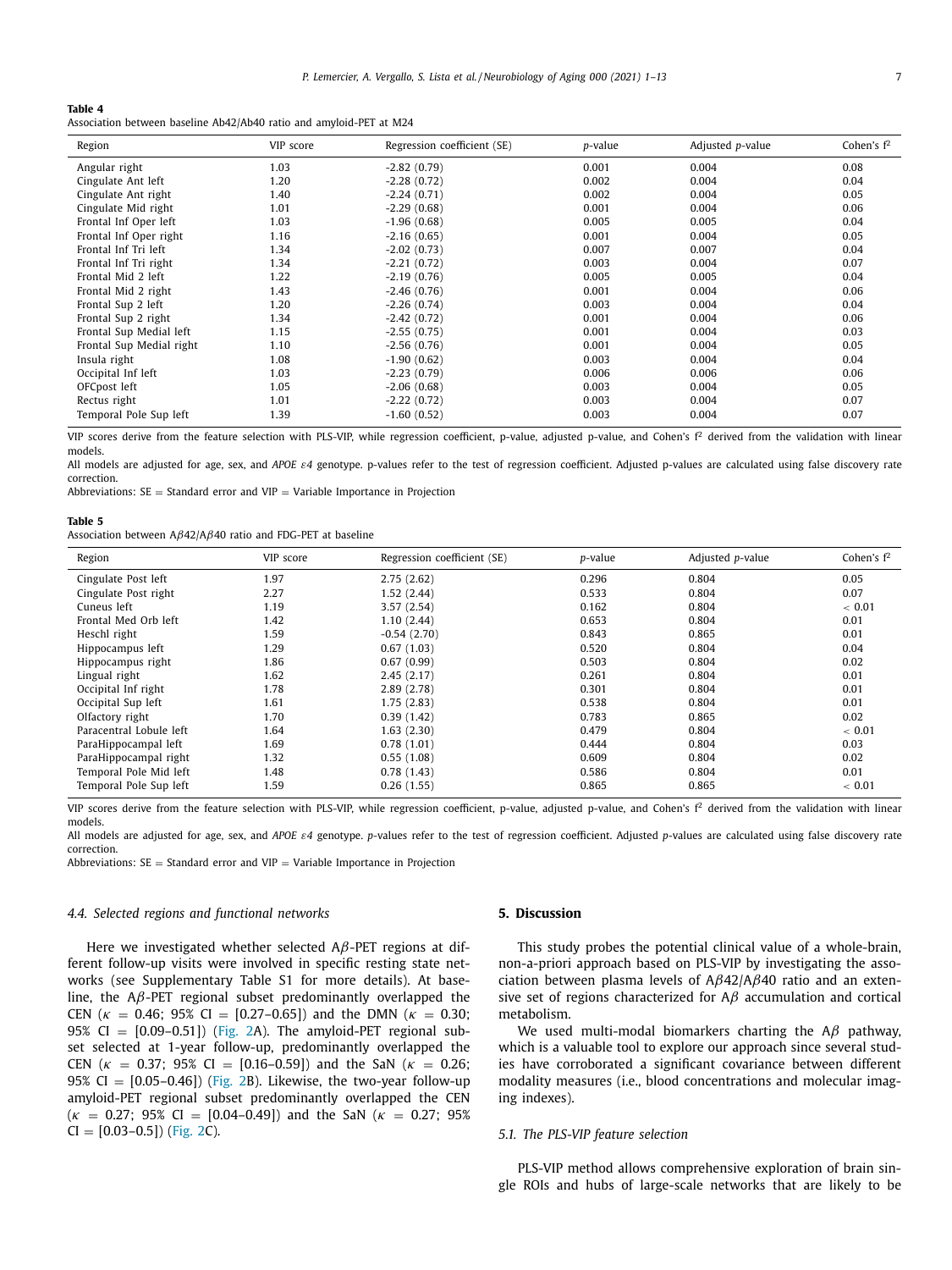**Table 4**
Association between baseline Ab42/Ab40 ratio and amyloid-PET at M24

| Region | VIP score | Regression coefficient (SE) | *p*-value | Adjusted *p*-value | Cohen's $f^2$ |
|---|---|---|---|---|---|
| Angular right | 1.03 | -2.82 (0.79) | 0.001 | 0.004 | 0.08 |
| Cingulate Ant left | 1.20 | -2.28 (0.72) | 0.002 | 0.004 | 0.04 |
| Cingulate Ant right | 1.40 | -2.24 (0.71) | 0.002 | 0.004 | 0.05 |
| Cingulate Mid right | 1.01 | -2.29 (0.68) | 0.001 | 0.004 | 0.06 |
| Frontal Inf Oper left | 1.03 | -1.96 (0.68) | 0.005 | 0.005 | 0.04 |
| Frontal Inf Oper right | 1.16 | -2.16 (0.65) | 0.001 | 0.004 | 0.05 |
| Frontal Inf Tri left | 1.34 | -2.02 (0.73) | 0.007 | 0.007 | 0.04 |
| Frontal Inf Tri right | 1.34 | -2.21 (0.72) | 0.003 | 0.004 | 0.07 |
| Frontal Mid 2 left | 1.22 | -2.19 (0.76) | 0.005 | 0.005 | 0.04 |
| Frontal Mid 2 right | 1.43 | -2.46 (0.76) | 0.001 | 0.004 | 0.06 |
| Frontal Sup 2 left | 1.20 | -2.26 (0.74) | 0.003 | 0.004 | 0.04 |
| Frontal Sup 2 right | 1.34 | -2.42 (0.72) | 0.001 | 0.004 | 0.06 |
| Frontal Sup Medial left | 1.15 | -2.55 (0.75) | 0.001 | 0.004 | 0.03 |
| Frontal Sup Medial right | 1.10 | -2.56 (0.76) | 0.001 | 0.004 | 0.05 |
| Insula right | 1.08 | -1.90 (0.62) | 0.003 | 0.004 | 0.04 |
| Occipital Inf left | 1.03 | -2.23 (0.79) | 0.006 | 0.006 | 0.06 |
| OFCpost left | 1.05 | -2.06 (0.68) | 0.003 | 0.004 | 0.05 |
| Rectus right | 1.01 | -2.22 (0.72) | 0.003 | 0.004 | 0.07 |
| Temporal Pole Sup left | 1.39 | -1.60 (0.52) | 0.003 | 0.004 | 0.07 |

VIP scores derive from the feature selection with PLS-VIP, while regression coefficient, p-value, adjusted p-value, and Cohen's $f^2$ derived from the validation with linear models.
All models are adjusted for age, sex, and *APOE ε4* genotype. p-values refer to the test of regression coefficient. Adjusted p-values are calculated using false discovery rate correction.
Abbreviations: SE = Standard error and VIP = Variable Importance in Projection

**Table 5**
Association between Aβ42/Aβ40 ratio and FDG-PET at baseline

| Region | VIP score | Regression coefficient (SE) | *p*-value | Adjusted *p*-value | Cohen's $f^2$ |
|---|---|---|---|---|---|
| Cingulate Post left | 1.97 | 2.75 (2.62) | 0.296 | 0.804 | 0.05 |
| Cingulate Post right | 2.27 | 1.52 (2.44) | 0.533 | 0.804 | 0.07 |
| Cuneus left | 1.19 | 3.57 (2.54) | 0.162 | 0.804 | < 0.01 |
| Frontal Med Orb left | 1.42 | 1.10 (2.44) | 0.653 | 0.804 | 0.01 |
| Heschl right | 1.59 | -0.54 (2.70) | 0.843 | 0.865 | 0.01 |
| Hippocampus left | 1.29 | 0.67 (1.03) | 0.520 | 0.804 | 0.04 |
| Hippocampus right | 1.86 | 0.67 (0.99) | 0.503 | 0.804 | 0.02 |
| Lingual right | 1.62 | 2.45 (2.17) | 0.261 | 0.804 | 0.01 |
| Occipital Inf right | 1.78 | 2.89 (2.78) | 0.301 | 0.804 | 0.01 |
| Occipital Sup left | 1.61 | 1.75 (2.83) | 0.538 | 0.804 | 0.01 |
| Olfactory right | 1.70 | 0.39 (1.42) | 0.783 | 0.865 | 0.02 |
| Paracentral Lobule left | 1.64 | 1.63 (2.30) | 0.479 | 0.804 | < 0.01 |
| ParaHippocampal left | 1.69 | 0.78 (1.01) | 0.444 | 0.804 | 0.03 |
| ParaHippocampal right | 1.32 | 0.55 (1.08) | 0.609 | 0.804 | 0.02 |
| Temporal Pole Mid left | 1.48 | 0.78 (1.43) | 0.586 | 0.804 | 0.01 |
| Temporal Pole Sup left | 1.59 | 0.26 (1.55) | 0.865 | 0.865 | < 0.01 |

VIP scores derive from the feature selection with PLS-VIP, while regression coefficient, p-value, adjusted p-value, and Cohen's $f^2$ derived from the validation with linear models.
All models are adjusted for age, sex, and *APOE ε4* genotype. *p*-values refer to the test of regression coefficient. Adjusted *p*-values are calculated using false discovery rate correction.
Abbreviations: SE = Standard error and VIP = Variable Importance in Projection

### 4.4. Selected regions and functional networks

Here we investigated whether selected Aβ-PET regions at different follow-up visits were involved in specific resting state networks (see Supplementary Table S1 for more details). At baseline, the Aβ-PET regional subset predominantly overlapped the CEN ($\kappa$ = 0.46; 95% CI = [0.27–0.65]) and the DMN ($\kappa$ = 0.30; 95% CI = [0.09–0.51]) (Fig. 2A). The amyloid-PET regional subset selected at 1-year follow-up, predominantly overlapped the CEN ($\kappa$ = 0.37; 95% CI = [0.16–0.59]) and the SaN ($\kappa$ = 0.26; 95% CI = [0.05–0.46]) (Fig. 2B). Likewise, the two-year follow-up amyloid-PET regional subset predominantly overlapped the CEN ($\kappa$ = 0.27; 95% CI = [0.04–0.49]) and the SaN ($\kappa$ = 0.27; 95% CI = [0.03–0.5]) (Fig. 2C).

## 5. Discussion

This study probes the potential clinical value of a whole-brain, non-a-priori approach based on PLS-VIP by investigating the association between plasma levels of Aβ42/Aβ40 ratio and an extensive set of regions characterized for Aβ accumulation and cortical metabolism.

We used multi-modal biomarkers charting the Aβ pathway, which is a valuable tool to explore our approach since several studies have corroborated a significant covariance between different modality measures (i.e., blood concentrations and molecular imaging indexes).

### 5.1. The PLS-VIP feature selection

PLS-VIP method allows comprehensive exploration of brain single ROIs and hubs of large-scale networks that are likely to be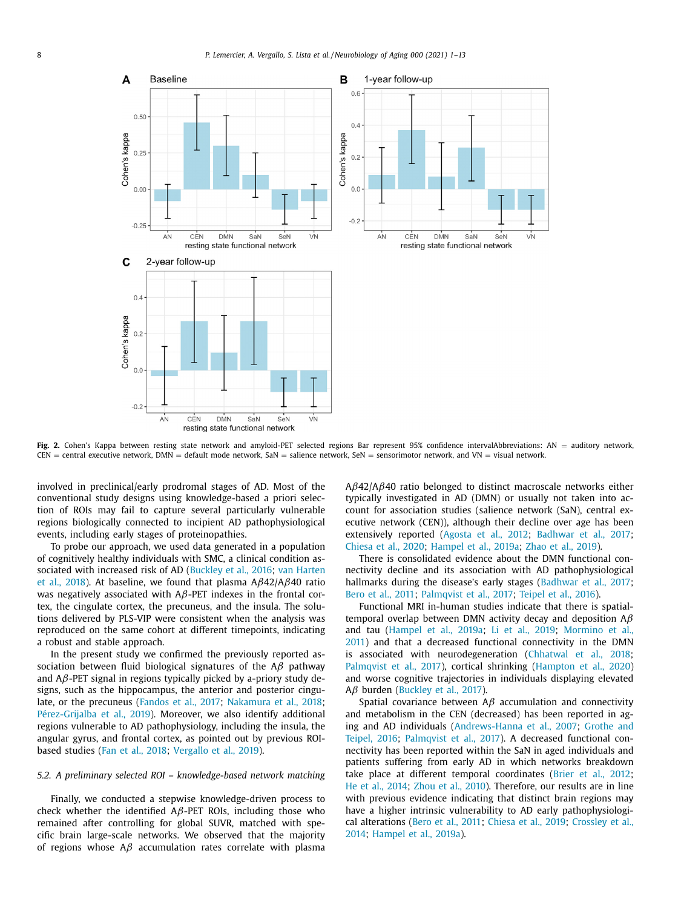**Fig. 2.** Cohen's Kappa between resting state network and amyloid-PET selected regions Bar represent 95% confidence intervalAbbreviations: AN = auditory network, CEN = central executive network, DMN = default mode network, SaN = salience network, SeN = sensorimotor network, and VN = visual network.

involved in preclinical/early prodromal stages of AD. Most of the conventional study designs using knowledge-based a priori selection of ROIs may fail to capture several particularly vulnerable regions biologically connected to incipient AD pathophysiological events, including early stages of proteinopathies.

To probe our approach, we used data generated in a population of cognitively healthy individuals with SMC, a clinical condition associated with increased risk of AD (Buckley et al., 2016; van Harten et al., 2018). At baseline, we found that plasma A$\beta$42/A$\beta$40 ratio was negatively associated with A$\beta$-PET indexes in the frontal cortex, the cingulate cortex, the precuneus, and the insula. The solutions delivered by PLS-VIP were consistent when the analysis was reproduced on the same cohort at different timepoints, indicating a robust and stable approach.

In the present study we confirmed the previously reported association between fluid biological signatures of the A$\beta$ pathway and A$\beta$-PET signal in regions typically picked by a-priory study designs, such as the hippocampus, the anterior and posterior cingulate, or the precuneus (Fandos et al., 2017; Nakamura et al., 2018; Pérez-Grijalba et al., 2019). Moreover, we also identify additional regions vulnerable to AD pathophysiology, including the insula, the angular gyrus, and frontal cortex, as pointed out by previous ROI-based studies (Fan et al., 2018; Vergallo et al., 2019).

### 5.2. A preliminary selected ROI – knowledge-based network matching

Finally, we conducted a stepwise knowledge-driven process to check whether the identified A$\beta$-PET ROIs, including those who remained after controlling for global SUVR, matched with specific brain large-scale networks. We observed that the majority of regions whose A$\beta$ accumulation rates correlate with plasma A$\beta$42/A$\beta$40 ratio belonged to distinct macroscale networks either typically investigated in AD (DMN) or usually not taken into account for association studies (salience network (SaN), central executive network (CEN)), although their decline over age has been extensively reported (Agosta et al., 2012; Badhwar et al., 2017; Chiesa et al., 2020; Hampel et al., 2019a; Zhao et al., 2019).

There is consolidated evidence about the DMN functional connectivity decline and its association with AD pathophysiological hallmarks during the disease's early stages (Badhwar et al., 2017; Bero et al., 2011; Palmqvist et al., 2017; Teipel et al., 2016).

Functional MRI in-human studies indicate that there is spatial-temporal overlap between DMN activity decay and deposition A$\beta$ and tau (Hampel et al., 2019a; Li et al., 2019; Mormino et al., 2011) and that a decreased functional connectivity in the DMN is associated with neurodegeneration (Chhatwal et al., 2018; Palmqvist et al., 2017), cortical shrinking (Hampton et al., 2020) and worse cognitive trajectories in individuals displaying elevated A$\beta$ burden (Buckley et al., 2017).

Spatial covariance between A$\beta$ accumulation and connectivity and metabolism in the CEN (decreased) has been reported in aging and AD individuals (Andrews-Hanna et al., 2007; Grothe and Teipel, 2016; Palmqvist et al., 2017). A decreased functional connectivity has been reported within the SaN in aged individuals and patients suffering from early AD in which networks breakdown take place at different temporal coordinates (Brier et al., 2012; He et al., 2014; Zhou et al., 2010). Therefore, our results are in line with previous evidence indicating that distinct brain regions may have a higher intrinsic vulnerability to AD early pathophysiological alterations (Bero et al., 2011; Chiesa et al., 2019; Crossley et al., 2014; Hampel et al., 2019a).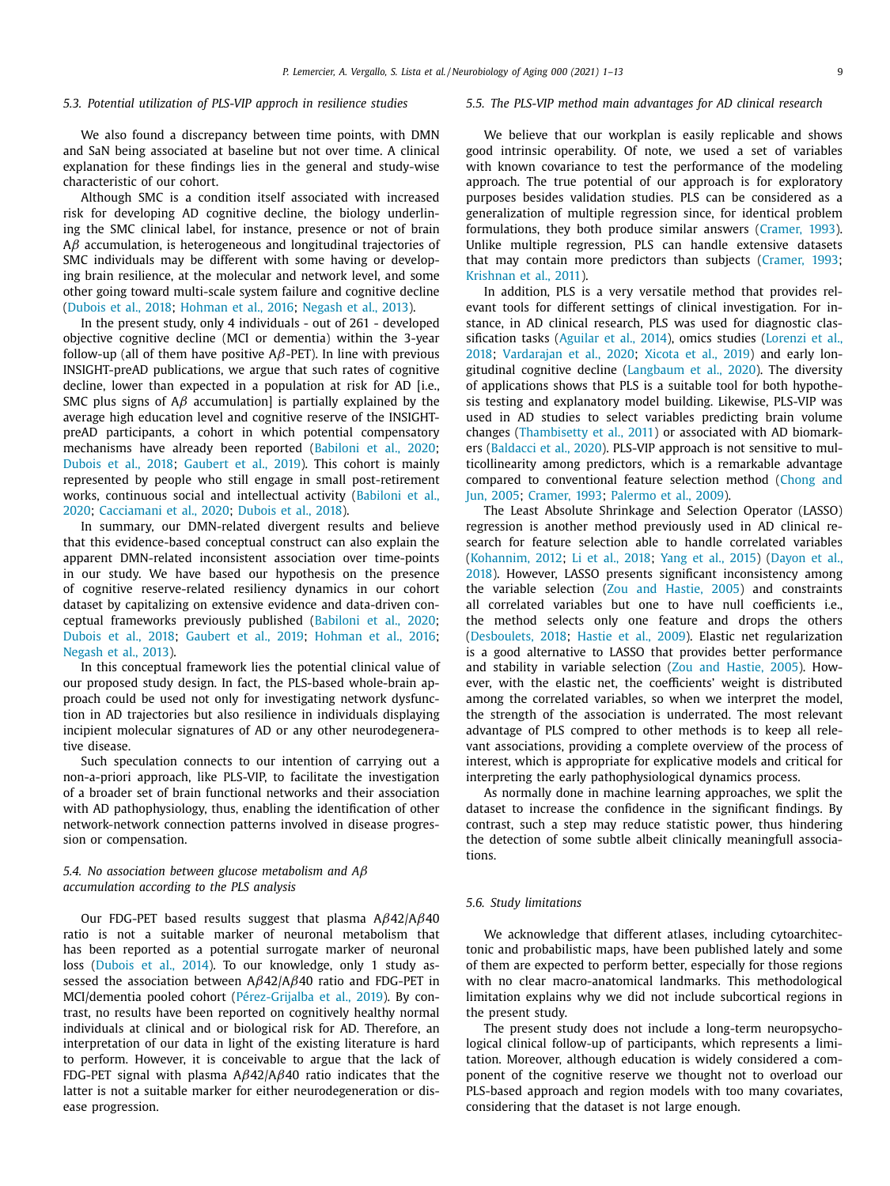### 5.3. Potential utilization of PLS-VIP approch in resilience studies

We also found a discrepancy between time points, with DMN and SaN being associated at baseline but not over time. A clinical explanation for these findings lies in the general and study-wise characteristic of our cohort.

Although SMC is a condition itself associated with increased risk for developing AD cognitive decline, the biology underlining the SMC clinical label, for instance, presence or not of brain A$\beta$ accumulation, is heterogeneous and longitudinal trajectories of SMC individuals may be different with some having or developing brain resilience, at the molecular and network level, and some other going toward multi-scale system failure and cognitive decline (Dubois et al., 2018; Hohman et al., 2016; Negash et al., 2013).

In the present study, only 4 individuals - out of 261 - developed objective cognitive decline (MCI or dementia) within the 3-year follow-up (all of them have positive A$\beta$-PET). In line with previous INSIGHT-preAD publications, we argue that such rates of cognitive decline, lower than expected in a population at risk for AD [i.e., SMC plus signs of A$\beta$ accumulation] is partially explained by the average high education level and cognitive reserve of the INSIGHT-preAD participants, a cohort in which potential compensatory mechanisms have already been reported (Babiloni et al., 2020; Dubois et al., 2018; Gaubert et al., 2019). This cohort is mainly represented by people who still engage in small post-retirement works, continuous social and intellectual activity (Babiloni et al., 2020; Cacciamani et al., 2020; Dubois et al., 2018).

In summary, our DMN-related divergent results and believe that this evidence-based conceptual construct can also explain the apparent DMN-related inconsistent association over time-points in our study. We have based our hypothesis on the presence of cognitive reserve-related resiliency dynamics in our cohort dataset by capitalizing on extensive evidence and data-driven conceptual frameworks previously published (Babiloni et al., 2020; Dubois et al., 2018; Gaubert et al., 2019; Hohman et al., 2016; Negash et al., 2013).

In this conceptual framework lies the potential clinical value of our proposed study design. In fact, the PLS-based whole-brain approach could be used not only for investigating network dysfunction in AD trajectories but also resilience in individuals displaying incipient molecular signatures of AD or any other neurodegenerative disease.

Such speculation connects to our intention of carrying out a non-a-priori approach, like PLS-VIP, to facilitate the investigation of a broader set of brain functional networks and their association with AD pathophysiology, thus, enabling the identification of other network-network connection patterns involved in disease progression or compensation.

### 5.4. No association between glucose metabolism and A$\beta$ accumulation according to the PLS analysis

Our FDG-PET based results suggest that plasma A$\beta$42/A$\beta$40 ratio is not a suitable marker of neuronal metabolism that has been reported as a potential surrogate marker of neuronal loss (Dubois et al., 2014). To our knowledge, only 1 study assessed the association between A$\beta$42/A$\beta$40 ratio and FDG-PET in MCI/dementia pooled cohort (Pérez-Grijalba et al., 2019). By contrast, no results have been reported on cognitively healthy normal individuals at clinical and or biological risk for AD. Therefore, an interpretation of our data in light of the existing literature is hard to perform. However, it is conceivable to argue that the lack of FDG-PET signal with plasma A$\beta$42/A$\beta$40 ratio indicates that the latter is not a suitable marker for either neurodegeneration or disease progression.

### 5.5. The PLS-VIP method main advantages for AD clinical research

We believe that our workplan is easily replicable and shows good intrinsic operability. Of note, we used a set of variables with known covariance to test the performance of the modeling approach. The true potential of our approach is for exploratory purposes besides validation studies. PLS can be considered as a generalization of multiple regression since, for identical problem formulations, they both produce similar answers (Cramer, 1993). Unlike multiple regression, PLS can handle extensive datasets that may contain more predictors than subjects (Cramer, 1993; Krishnan et al., 2011).

In addition, PLS is a very versatile method that provides relevant tools for different settings of clinical investigation. For instance, in AD clinical research, PLS was used for diagnostic classification tasks (Aguilar et al., 2014), omics studies (Lorenzi et al., 2018; Vardarajan et al., 2020; Xicota et al., 2019) and early longitudinal cognitive decline (Langbaum et al., 2020). The diversity of applications shows that PLS is a suitable tool for both hypothesis testing and explanatory model building. Likewise, PLS-VIP was used in AD studies to select variables predicting brain volume changes (Thambisetty et al., 2011) or associated with AD biomarkers (Baldacci et al., 2020). PLS-VIP approach is not sensitive to multicollinearity among predictors, which is a remarkable advantage compared to conventional feature selection method (Chong and Jun, 2005; Cramer, 1993; Palermo et al., 2009).

The Least Absolute Shrinkage and Selection Operator (LASSO) regression is another method previously used in AD clinical research for feature selection able to handle correlated variables (Kohannim, 2012; Li et al., 2018; Yang et al., 2015) (Dayon et al., 2018). However, LASSO presents significant inconsistency among the variable selection (Zou and Hastie, 2005) and constraints all correlated variables but one to have null coefficients i.e., the method selects only one feature and drops the others (Desboulets, 2018; Hastie et al., 2009). Elastic net regularization is a good alternative to LASSO that provides better performance and stability in variable selection (Zou and Hastie, 2005). However, with the elastic net, the coefficients' weight is distributed among the correlated variables, so when we interpret the model, the strength of the association is underrated. The most relevant advantage of PLS compred to other methods is to keep all relevant associations, providing a complete overview of the process of interest, which is appropriate for explicative models and critical for interpreting the early pathophysiological dynamics process.

As normally done in machine learning approaches, we split the dataset to increase the confidence in the significant findings. By contrast, such a step may reduce statistic power, thus hindering the detection of some subtle albeit clinically meaningfull associations.

### 5.6. Study limitations

We acknowledge that different atlases, including cytoarchitectonic and probabilistic maps, have been published lately and some of them are expected to perform better, especially for those regions with no clear macro-anatomical landmarks. This methodological limitation explains why we did not include subcortical regions in the present study.

The present study does not include a long-term neuropsychological clinical follow-up of participants, which represents a limitation. Moreover, although education is widely considered a component of the cognitive reserve we thought not to overload our PLS-based approach and region models with too many covariates, considering that the dataset is not large enough.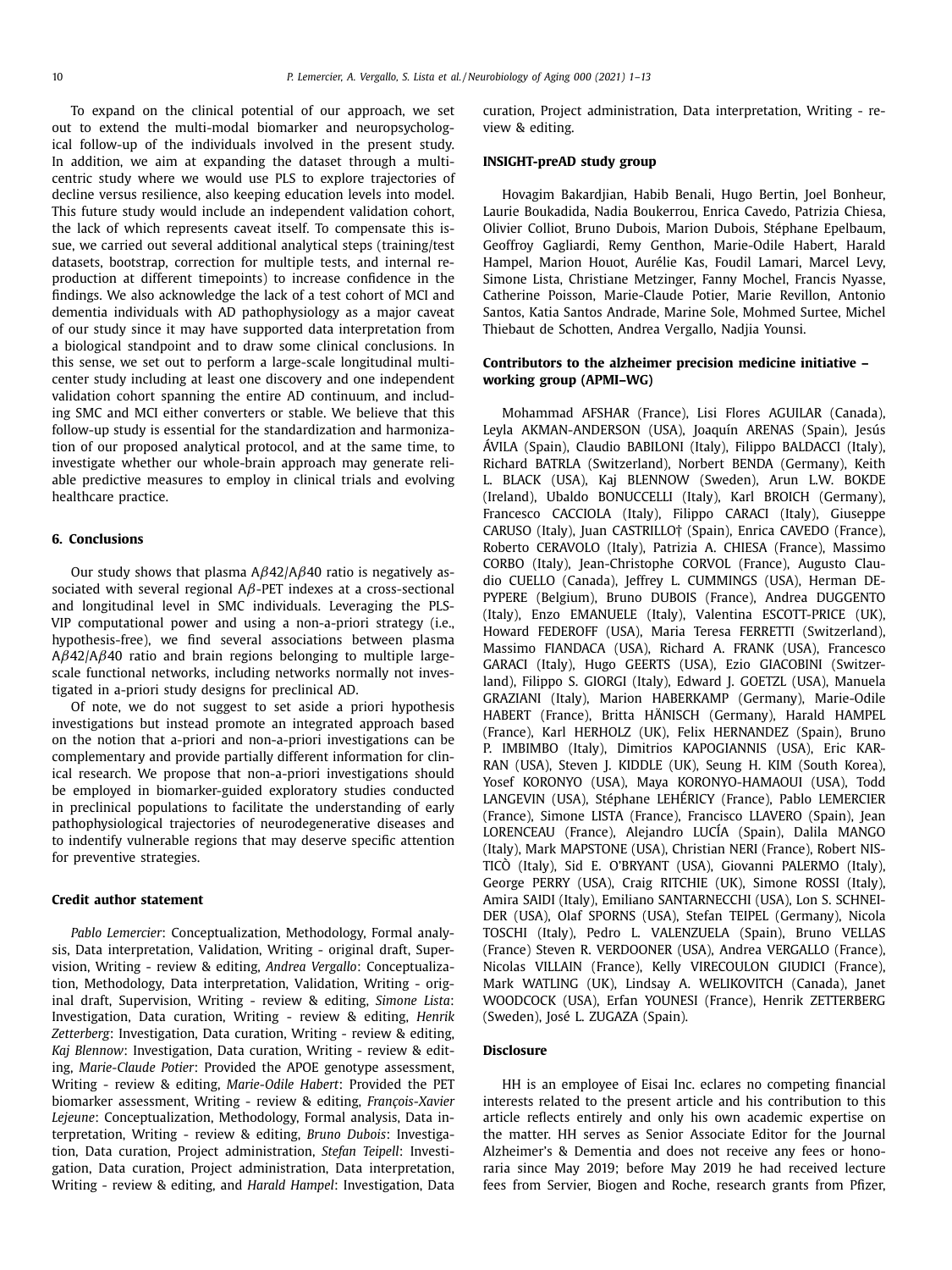To expand on the clinical potential of our approach, we set out to extend the multi-modal biomarker and neuropsychological follow-up of the individuals involved in the present study. In addition, we aim at expanding the dataset through a multicentric study where we would use PLS to explore trajectories of decline versus resilience, also keeping education levels into model. This future study would include an independent validation cohort, the lack of which represents caveat itself. To compensate this issue, we carried out several additional analytical steps (training/test datasets, bootstrap, correction for multiple tests, and internal reproduction at different timepoints) to increase confidence in the findings. We also acknowledge the lack of a test cohort of MCI and dementia individuals with AD pathophysiology as a major caveat of our study since it may have supported data interpretation from a biological standpoint and to draw some clinical conclusions. In this sense, we set out to perform a large-scale longitudinal multicenter study including at least one discovery and one independent validation cohort spanning the entire AD continuum, and including SMC and MCI either converters or stable. We believe that this follow-up study is essential for the standardization and harmonization of our proposed analytical protocol, and at the same time, to investigate whether our whole-brain approach may generate reliable predictive measures to employ in clinical trials and evolving healthcare practice.

## 6. Conclusions

Our study shows that plasma A$\beta$42/A$\beta$40 ratio is negatively associated with several regional A$\beta$-PET indexes at a cross-sectional and longitudinal level in SMC individuals. Leveraging the PLS-VIP computational power and using a non-a-priori strategy (i.e., hypothesis-free), we find several associations between plasma A$\beta$42/A$\beta$40 ratio and brain regions belonging to multiple large-scale functional networks, including networks normally not investigated in a-priori study designs for preclinical AD.

Of note, we do not suggest to set aside a priori hypothesis investigations but instead promote an integrated approach based on the notion that a-priori and non-a-priori investigations can be complementary and provide partially different information for clinical research. We propose that non-a-priori investigations should be employed in biomarker-guided exploratory studies conducted in preclinical populations to facilitate the understanding of early pathophysiological trajectories of neurodegenerative diseases and to indentify vulnerable regions that may deserve specific attention for preventive strategies.

## Credit author statement

*Pablo Lemercier*: Conceptualization, Methodology, Formal analysis, Data interpretation, Validation, Writing - original draft, Supervision, Writing - review & editing, *Andrea Vergallo*: Conceptualization, Methodology, Data interpretation, Validation, Writing - original draft, Supervision, Writing - review & editing, *Simone Lista*: Investigation, Data curation, Writing - review & editing, *Henrik Zetterberg*: Investigation, Data curation, Writing - review & editing, *Kaj Blennow*: Investigation, Data curation, Writing - review & editing, *Marie-Claude Potier*: Provided the APOE genotype assessment, Writing - review & editing, *Marie-Odile Habert*: Provided the PET biomarker assessment, Writing - review & editing, *François-Xavier Lejeune*: Conceptualization, Methodology, Formal analysis, Data interpretation, Writing - review & editing, *Bruno Dubois*: Investigation, Data curation, Project administration, *Stefan Teipell*: Investigation, Data curation, Project administration, Data interpretation, Writing - review & editing, and *Harald Hampel*: Investigation, Data curation, Project administration, Data interpretation, Writing - review & editing.

## INSIGHT-preAD study group

Hovagim Bakardjian, Habib Benali, Hugo Bertin, Joel Bonheur, Laurie Boukadida, Nadia Boukerrou, Enrica Cavedo, Patrizia Chiesa, Olivier Colliot, Bruno Dubois, Marion Dubois, Stéphane Epelbaum, Geoffroy Gagliardi, Remy Genthon, Marie-Odile Habert, Harald Hampel, Marion Houot, Aurélie Kas, Foudil Lamari, Marcel Levy, Simone Lista, Christiane Metzinger, Fanny Mochel, Francis Nyasse, Catherine Poisson, Marie-Claude Potier, Marie Revillon, Antonio Santos, Katia Santos Andrade, Marine Sole, Mohmed Surtee, Michel Thiebaut de Schotten, Andrea Vergallo, Nadjia Younsi.

## Contributors to the alzheimer precision medicine initiative – working group (APMI–WG)

Mohammad AFSHAR (France), Lisi Flores AGUILAR (Canada), Leyla AKMAN-ANDERSON (USA), Joaquín ARENAS (Spain), Jesús ÁVILA (Spain), Claudio BABILONI (Italy), Filippo BALDACCI (Italy), Richard BATRLA (Switzerland), Norbert BENDA (Germany), Keith L. BLACK (USA), Kaj BLENNOW (Sweden), Arun L.W. BOKDE (Ireland), Ubaldo BONUCCELLI (Italy), Karl BROICH (Germany), Francesco CACCIOLA (Italy), Filippo CARACI (Italy), Giuseppe CARUSO (Italy), Juan CASTRILLO† (Spain), Enrica CAVEDO (France), Roberto CERAVOLO (Italy), Patrizia A. CHIESA (France), Massimo CORBO (Italy), Jean-Christophe CORVOL (France), Augusto Claudio CUELLO (Canada), Jeffrey L. CUMMINGS (USA), Herman DEPYPERE (Belgium), Bruno DUBOIS (France), Andrea DUGGENTO (Italy), Enzo EMANUELE (Italy), Valentina ESCOTT-PRICE (UK), Howard FEDEROFF (USA), Maria Teresa FERRETTI (Switzerland), Massimo FIANDACA (USA), Richard A. FRANK (USA), Francesco GARACI (Italy), Hugo GEERTS (USA), Ezio GIACOBINI (Switzerland), Filippo S. GIORGI (Italy), Edward J. GOETZL (USA), Manuela GRAZIANI (Italy), Marion HABERKAMP (Germany), Marie-Odile HABERT (France), Britta HÄNISCH (Germany), Harald HAMPEL (France), Karl HERHOLZ (UK), Felix HERNANDEZ (Spain), Bruno P. IMBIMBO (Italy), Dimitrios KAPOGIANNIS (USA), Eric KARRAN (USA), Steven J. KIDDLE (UK), Seung H. KIM (South Korea), Yosef KORONYO (USA), Maya KORONYO-HAMAOUI (USA), Todd LANGEVIN (USA), Stéphane LEHÉRICY (France), Pablo LEMERCIER (France), Simone LISTA (France), Francisco LLAVERO (Spain), Jean LORENCEAU (France), Alejandro LUCÍA (Spain), Dalila MANGO (Italy), Mark MAPSTONE (USA), Christian NERI (France), Robert NISTICÒ (Italy), Sid E. O'BRYANT (USA), Giovanni PALERMO (Italy), George PERRY (USA), Craig RITCHIE (UK), Simone ROSSI (Italy), Amira SAIDI (Italy), Emiliano SANTARNECCHI (USA), Lon S. SCHNEIDER (USA), Olaf SPORNS (USA), Stefan TEIPEL (Germany), Nicola TOSCHI (Italy), Pedro L. VALENZUELA (Spain), Bruno VELLAS (France) Steven R. VERDOONER (USA), Andrea VERGALLO (France), Nicolas VILLAIN (France), Kelly VIRECOULON GIUDICI (France), Mark WATLING (UK), Lindsay A. WELIKOVITCH (Canada), Janet WOODCOCK (USA), Erfan YOUNESI (France), Henrik ZETTERBERG (Sweden), José L. ZUGAZA (Spain).

## Disclosure

HH is an employee of Eisai Inc. eclares no competing financial interests related to the present article and his contribution to this article reflects entirely and only his own academic expertise on the matter. HH serves as Senior Associate Editor for the Journal Alzheimer's & Dementia and does not receive any fees or honoraria since May 2019; before May 2019 he had received lecture fees from Servier, Biogen and Roche, research grants from Pfizer,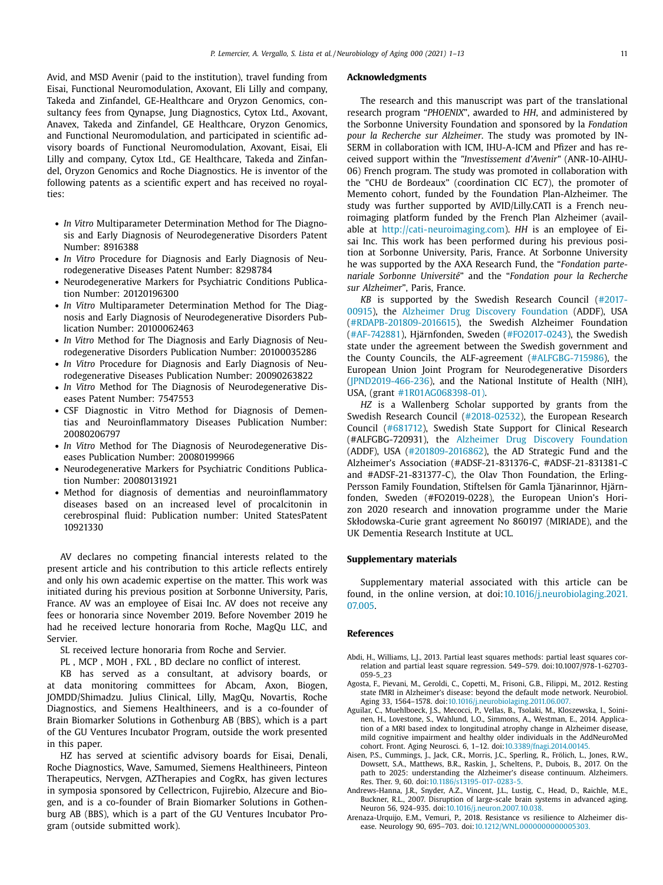Avid, and MSD Avenir (paid to the institution), travel funding from Eisai, Functional Neuromodulation, Axovant, Eli Lilly and company, Takeda and Zinfandel, GE-Healthcare and Oryzon Genomics, consultancy fees from Qynapse, Jung Diagnostics, Cytox Ltd., Axovant, Anavex, Takeda and Zinfandel, GE Healthcare, Oryzon Genomics, and Functional Neuromodulation, and participated in scientific advisory boards of Functional Neuromodulation, Axovant, Eisai, Eli Lilly and company, Cytox Ltd., GE Healthcare, Takeda and Zinfandel, Oryzon Genomics and Roche Diagnostics. He is inventor of the following patents as a scientific expert and has received no royalties:

- *In Vitro* Multiparameter Determination Method for The Diagnosis and Early Diagnosis of Neurodegenerative Disorders Patent Number: 8916388
- *In Vitro* Procedure for Diagnosis and Early Diagnosis of Neurodegenerative Diseases Patent Number: 8298784
- Neurodegenerative Markers for Psychiatric Conditions Publication Number: 20120196300
- *In Vitro* Multiparameter Determination Method for The Diagnosis and Early Diagnosis of Neurodegenerative Disorders Publication Number: 20100062463
- *In Vitro* Method for The Diagnosis and Early Diagnosis of Neurodegenerative Disorders Publication Number: 20100035286
- *In Vitro* Procedure for Diagnosis and Early Diagnosis of Neurodegenerative Diseases Publication Number: 20090263822
- *In Vitro* Method for The Diagnosis of Neurodegenerative Diseases Patent Number: 7547553
- CSF Diagnostic in Vitro Method for Diagnosis of Dementias and Neuroinflammatory Diseases Publication Number: 20080206797
- *In Vitro* Method for The Diagnosis of Neurodegenerative Diseases Publication Number: 20080199966
- Neurodegenerative Markers for Psychiatric Conditions Publication Number: 20080131921
- Method for diagnosis of dementias and neuroinflammatory diseases based on an increased level of procalcitonin in cerebrospinal fluid: Publication number: United StatesPatent 10921330

AV declares no competing financial interests related to the present article and his contribution to this article reflects entirely and only his own academic expertise on the matter. This work was initiated during his previous position at Sorbonne University, Paris, France. AV was an employee of Eisai Inc. AV does not receive any fees or honoraria since November 2019. Before November 2019 he had he received lecture honoraria from Roche, MagQu LLC, and Servier.

SL received lecture honoraria from Roche and Servier.

PL , MCP , MOH , FXL , BD declare no conflict of interest.

KB has served as a consultant, at advisory boards, or at data monitoring committees for Abcam, Axon, Biogen, JOMDD/Shimadzu. Julius Clinical, Lilly, MagQu, Novartis, Roche Diagnostics, and Siemens Healthineers, and is a co-founder of Brain Biomarker Solutions in Gothenburg AB (BBS), which is a part of the GU Ventures Incubator Program, outside the work presented in this paper.

HZ has served at scientific advisory boards for Eisai, Denali, Roche Diagnostics, Wave, Samumed, Siemens Healthineers, Pinteon Therapeutics, Nervgen, AZTherapies and CogRx, has given lectures in symposia sponsored by Cellectricon, Fujirebio, Alzecure and Biogen, and is a co-founder of Brain Biomarker Solutions in Gothenburg AB (BBS), which is a part of the GU Ventures Incubator Program (outside submitted work).

## Acknowledgments

The research and this manuscript was part of the translational research program "*PHOENIX*", awarded to *HH*, and administered by the Sorbonne University Foundation and sponsored by la *Fondation pour la Recherche sur Alzheimer*. The study was promoted by INSERM in collaboration with ICM, IHU-A-ICM and Pfizer and has received support within the "*Investissement d'Avenir*" (ANR-10-AIHU-06) French program. The study was promoted in collaboration with the "CHU de Bordeaux" (coordination CIC EC7), the promoter of Memento cohort, funded by the Foundation Plan-Alzheimer. The study was further supported by AVID/Lilly.CATI is a French neuroimaging platform funded by the French Plan Alzheimer (available at http://cati-neuroimaging.com). *HH* is an employee of Eisai Inc. This work has been performed during his previous position at Sorbonne University, Paris, France. At Sorbonne University he was supported by the AXA Research Fund, the "*Fondation partenariale Sorbonne Université*" and the "*Fondation pour la Recherche sur Alzheimer*", Paris, France.

*KB* is supported by the Swedish Research Council (#2017-00915), the Alzheimer Drug Discovery Foundation (ADDF), USA (#RDAPB-201809-2016615), the Swedish Alzheimer Foundation (#AF-742881), Hjärnfonden, Sweden (#FO2017-0243), the Swedish state under the agreement between the Swedish government and the County Councils, the ALF-agreement (#ALFGBG-715986), the European Union Joint Program for Neurodegenerative Disorders (JPND2019-466-236), and the National Institute of Health (NIH), USA, (grant #1R01AG068398-01).

*HZ* is a Wallenberg Scholar supported by grants from the Swedish Research Council (#2018-02532), the European Research Council (#681712), Swedish State Support for Clinical Research (#ALFGBG-720931), the Alzheimer Drug Discovery Foundation (ADDF), USA (#201809-2016862), the AD Strategic Fund and the Alzheimer's Association (#ADSF-21-831376-C, #ADSF-21-831381-C and #ADSF-21-831377-C), the Olav Thon Foundation, the Erling-Persson Family Foundation, Stiftelsen för Gamla Tjänarinnor, Hjärnfonden, Sweden (#FO2019-0228), the European Union's Horizon 2020 research and innovation programme under the Marie Skłodowska-Curie grant agreement No 860197 (MIRIADE), and the UK Dementia Research Institute at UCL.

## Supplementary materials

Supplementary material associated with this article can be found, in the online version, at doi:10.1016/j.neurobiolaging.2021.07.005.

## References

Abdi, H., Williams, L.J., 2013. Partial least squares methods: partial least squares correlation and partial least square regression. 549–579. doi:10.1007/978-1-62703-059-5_23

Agosta, F., Pievani, M., Geroldi, C., Copetti, M., Frisoni, G.B., Filippi, M., 2012. Resting state fMRI in Alzheimer's disease: beyond the default mode network. Neurobiol. Aging 33, 1564–1578. doi:10.1016/j.neurobiolaging.2011.06.007.

Aguilar, C., Muehlboeck, J.S., Mecocci, P., Vellas, B., Tsolaki, M., Kloszewska, I., Soininen, H., Lovestone, S., Wahlund, L.O., Simmons, A., Westman, E., 2014. Application of a MRI based index to longitudinal atrophy change in Alzheimer disease, mild cognitive impairment and healthy older individuals in the AddNeuroMed cohort. Front. Aging Neurosci. 6, 1–12. doi:10.3389/fnagi.2014.00145.

Aisen, P.S., Cummings, J., Jack, C.R., Morris, J.C., Sperling, R., Frölich, L., Jones, R.W., Dowsett, S.A., Matthews, B.R., Raskin, J., Scheltens, P., Dubois, B., 2017. On the path to 2025: understanding the Alzheimer's disease continuum. Alzheimers. Res. Ther. 9, 60. doi:10.1186/s13195-017-0283-5.

Andrews-Hanna, J.R., Snyder, A.Z., Vincent, J.L., Lustig, C., Head, D., Raichle, M.E., Buckner, R.L., 2007. Disruption of large-scale brain systems in advanced aging. Neuron 56, 924–935. doi:10.1016/j.neuron.2007.10.038.

Arenaza-Urquijo, E.M., Vemuri, P., 2018. Resistance vs resilience to Alzheimer disease. Neurology 90, 695–703. doi:10.1212/WNL.0000000000005303.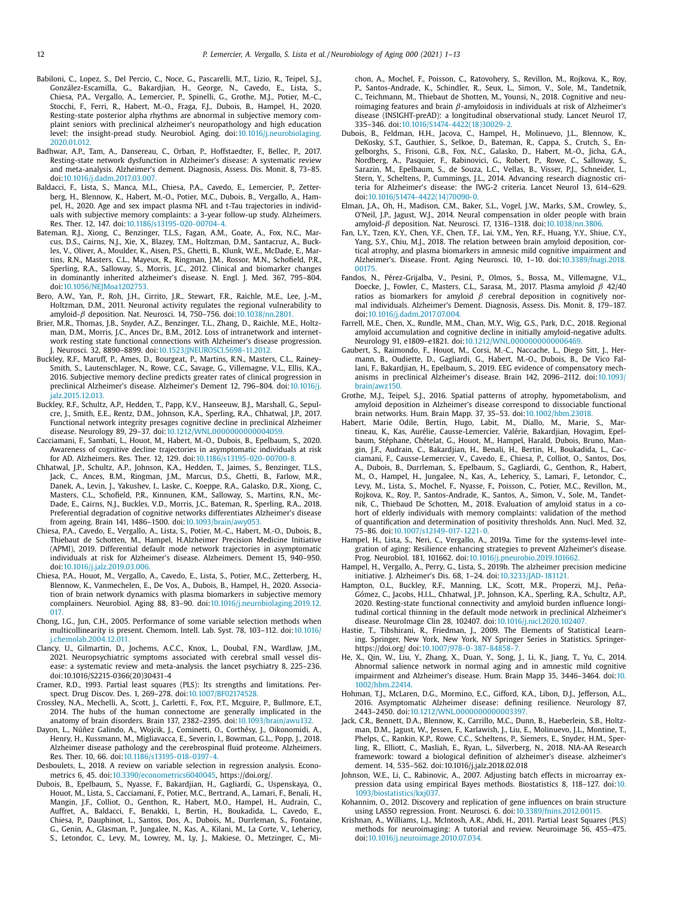Babiloni, C., Lopez, S., Del Percio, C., Noce, G., Pascarelli, M.T., Lizio, R., Teipel, S.J., González-Escamilla, G., Bakardjian, H., George, N., Cavedo, E., Lista, S., Chiesa, P.A., Vergallo, A., Lemercier, P., Spinelli, G., Grothe, M.J., Potier, M.-C., Stocchi, F., Ferri, R., Habert, M.-O., Fraga, F.J., Dubois, B., Hampel, H., 2020. Resting-state posterior alpha rhythms are abnormal in subjective memory complaint seniors with preclinical alzheimer's neuropathology and high education level: the insight-pread study. Neurobiol. Aging. doi:10.1016/j.neurobiolaging.2020.01.012.

Badhwar, A.P., Tam, A., Dansereau, C., Orban, P., Hoffstaedter, F., Bellec, P., 2017. Resting-state network dysfunction in Alzheimer's disease: A systematic review and meta-analysis. Alzheimer's dement. Diagnosis, Assess. Dis. Monit. 8, 73–85. doi:10.1016/j.dadm.2017.03.007.

Baldacci, F., Lista, S., Manca, M.L., Chiesa, P.A., Cavedo, E., Lemercier, P., Zetterberg, H., Blennow, K., Habert, M.-O., Potier, M.C., Dubois, B., Vergallo, A., Hampel, H., 2020. Age and sex impact plasma NFL and t-Tau trajectories in individuals with subjective memory complaints: a 3-year follow-up study. Alzheimers. Res. Ther. 12, 147. doi:10.1186/s13195-020-00704-4.

Bateman, R.J., Xiong, C., Benzinger, T.L.S., Fagan, A.M., Goate, A., Fox, N.C., Marcus, D.S., Cairns, N.J., Xie, X., Blazey, T.M., Holtzman, D.M., Santacruz, A., Buckles, V., Oliver, A., Moulder, K., Aisen, P.S., Ghetti, B., Klunk, W.E., McDade, E., Martins, R.N., Masters, C.L., Mayeux, R., Ringman, J.M., Rossor, M.N., Schofield, P.R., Sperling, R.A., Salloway, S., Morris, J.C., 2012. Clinical and biomarker changes in dominantly inherited alzheimer's disease. N. Engl. J. Med. 367, 795–804. doi:10.1056/NEJMoa1202753.

Bero, A.W., Yan, P., Roh, J.H., Cirrito, J.R., Stewart, F.R., Raichle, M.E., Lee, J.-M., Holtzman, D.M., 2011. Neuronal activity regulates the regional vulnerability to amyloid-$\beta$ deposition. Nat. Neurosci. 14, 750–756. doi:10.1038/nn.2801.

Brier, M.R., Thomas, J.B., Snyder, A.Z., Benzinger, T.L., Zhang, D., Raichle, M.E., Holtzman, D.M., Morris, J.C., Ances Dr., B.M., 2012. Loss of intranetwork and internetwork resting state functional connections with Alzheimer's disease progression. J. Neurosci. 32, 8890–8899. doi:10.1523/JNEUROSCI.5698-11.2012.

Buckley, R.F., Maruff, P., Ames, D., Bourgeat, P., Martins, R.N., Masters, C.L., Rainey-Smith, S., Lautenschlager, N., Rowe, C.C., Savage, G., Villemagne, V.L., Ellis, K.A., 2016. Subjective memory decline predicts greater rates of clinical progression in preclinical Alzheimer's disease. Alzheimer's Dement 12, 796–804. doi:10.1016/j.jalz.2015.12.013.

Buckley, R.F., Schultz, A.P., Hedden, T., Papp, K.V., Hanseeuw, B.J., Marshall, G., Sepulcre, J., Smith, E.E., Rentz, D.M., Johnson, K.A., Sperling, R.A., Chhatwal, J.P., 2017. Functional network integrity presages cognitive decline in preclinical Alzheimer disease. Neurology 89, 29–37. doi:10.1212/WNL.0000000000004059.

Cacciamani, F., Sambati, L., Houot, M., Habert, M.-O., Dubois, B., Epelbaum, S., 2020. Awareness of cognitive decline trajectories in asymptomatic individuals at risk for AD. Alzheimers. Res. Ther. 12, 129. doi:10.1186/s13195-020-00700-8.

Chhatwal, J.P., Schultz, A.P., Johnson, K.A., Hedden, T., Jaimes, S., Benzinger, T.L.S., Jack, C., Ances, B.M., Ringman, J.M., Marcus, D.S., Ghetti, B., Farlow, M.R., Danek, A., Levin, J., Yakushev, I., Laske, C., Koeppe, R.A., Galasko, D.R., Xiong, C., Masters, C.L., Schofield, P.R., Kinnunen, K.M., Salloway, S., Martins, R.N., McDade, E., Cairns, N.J., Buckles, V.D., Morris, J.C., Bateman, R., Sperling, R.A., 2018. Preferential degradation of cognitive networks differentiates Alzheimer's disease from ageing. Brain 141, 1486–1500. doi:10.1093/brain/awy053.

Chiesa, P.A., Cavedo, E., Vergallo, A., Lista, S., Potier, M.-C., Habert, M.-O., Dubois, B., Thiebaut de Schotten, M., Hampel, H.Alzheimer Precision Medicine Initiative (APMI), 2019. Differential default mode network trajectories in asymptomatic individuals at risk for Alzheimer's disease. Alzheimers. Dement 15, 940–950. doi:10.1016/j.jalz.2019.03.006.

Chiesa, P.A., Houot, M., Vergallo, A., Cavedo, E., Lista, S., Potier, M.C., Zetterberg, H., Blennow, K., Vanmechelen, E., De Vos, A., Dubois, B., Hampel, H., 2020. Association of brain network dynamics with plasma biomarkers in subjective memory complainers. Neurobiol. Aging 88, 83–90. doi:10.1016/j.neurobiolaging.2019.12.017.

Chong, I.G., Jun, C.H., 2005. Performance of some variable selection methods when multicollinearity is present. Chemom. Intell. Lab. Syst. 78, 103–112. doi:10.1016/j.chemolab.2004.12.011.

Clancy, U., Gilmartin, D., Jochems, A.C.C., Knox, L., Doubal, F.N., Wardlaw, J.M., 2021. Neuropsychiatric symptoms associated with cerebral small vessel disease: a systematic review and meta-analysis. the lancet psychiatry 8, 225–236. doi:10.1016/S2215-0366(20)30431-4

Cramer, R.D., 1993. Partial least squares (PLS): Its strengths and limitations. Perspect. Drug Discov. Des. 1, 269–278. doi:10.1007/BF02174528.

Crossley, N.A., Mechelli, A., Scott, J., Carletti, F., Fox, P.T., Mcguire, P., Bullmore, E.T., 2014. The hubs of the human connectome are generally implicated in the anatomy of brain disorders. Brain 137, 2382–2395. doi:10.1093/brain/awu132.

Dayon, L., Núñez Galindo, A., Wojcik, J., Cominetti, O., Corthésy, J., Oikonomidi, A., Henry, H., Kussmann, M., Migliavacca, E., Severin, I., Bowman, G.L., Popp, J., 2018. Alzheimer disease pathology and the cerebrospinal fluid proteome. Alzheimers. Res. Ther. 10, 66. doi:10.1186/s13195-018-0397-4.

Desboulets, L., 2018. A review on variable selection in regression analysis. Econometrics 6, 45. doi:10.3390/econometrics6040045, https://doi.org/.

Dubois, B., Epelbaum, S., Nyasse, F., Bakardjian, H., Gagliardi, G., Uspenskaya, O., Houot, M., Lista, S., Cacciamani, F., Potier, M.C., Bertrand, A., Lamari, F., Benali, H., Mangin, J.F., Colliot, O., Genthon, R., Habert, M.O., Hampel, H., Audrain, C., Auffret, A., Baldacci, F., Benakki, I., Bertin, H., Boukadida, L., Cavedo, E., Chiesa, P., Dauphinot, L., Santos, Dos, A., Dubois, M., Durrleman, S., Fontaine, G., Genin, A., Glasman, P., Jungalee, N., Kas, A., Kilani, M., La Corte, V., Lehericy, S., Letondor, C., Levy, M., Lowrey, M., Ly, J., Makiese, O., Metzinger, C., Michon, A., Mochel, F., Poisson, C., Ratovohery, S., Revillon, M., Rojkova, K., Roy, P., Santos-Andrade, K., Schindler, R., Seux, L., Simon, V., Sole, M., Tandetnik, C., Teichmann, M., Thiebaut de Shotten, M., Younsi, N., 2018. Cognitive and neuroimaging features and brain $\beta$-amyloidosis in individuals at risk of Alzheimer's disease (INSIGHT-preAD): a longitudinal observational study. Lancet Neurol 17, 335–346. doi:10.1016/S1474-4422(18)30029-2.

Dubois, B., Feldman, H.H., Jacova, C., Hampel, H., Molinuevo, J.L., Blennow, K., DeKosky, S.T., Gauthier, S., Selkoe, D., Bateman, R., Cappa, S., Crutch, S., Engelborghs, S., Frisoni, G.B., Fox, N.C., Galasko, D., Habert, M.-O., Jicha, G.A., Nordberg, A., Pasquier, F., Rabinovici, G., Robert, P., Rowe, C., Salloway, S., Sarazin, M., Epelbaum, S., de Souza, L.C., Vellas, B., Visser, P.J., Schneider, L., Stern, Y., Scheltens, P., Cummings, J.L., 2014. Advancing research diagnostic criteria for Alzheimer's disease: the IWG-2 criteria. Lancet Neurol 13, 614–629. doi:10.1016/S1474-4422(14)70090-0.

Elman, J.A., Oh, H., Madison, C.M., Baker, S.L., Vogel, J.W., Marks, S.M., Crowley, S., O'Neil, J.P., Jagust, W.J., 2014. Neural compensation in older people with brain amyloid-$\beta$ deposition. Nat. Neurosci. 17, 1316–1318. doi:10.1038/nn.3806.

Fan, L.Y., Tzen, K.Y., Chen, Y.F., Chen, T.F., Lai, Y.M., Yen, R.F., Huang, Y.Y., Shiue, C.Y., Yang, S.Y., Chiu, M.J., 2018. The relation between brain amyloid deposition, cortical atrophy, and plasma biomarkers in amnesic mild cognitive impairment and Alzheimer's. Disease. Front. Aging Neurosci. 10, 1–10. doi:10.3389/fnagi.2018.00175.

Fandos, N., Pérez-Grijalba, V., Pesini, P., Olmos, S., Bossa, M., Villemagne, V.L., Doecke, J., Fowler, C., Masters, C.L., Sarasa, M., 2017. Plasma amyloid $\beta$ 42/40 ratios as biomarkers for amyloid $\beta$ cerebral deposition in cognitively normal individuals. Alzheimer's Dement. Diagnosis, Assess. Dis. Monit. 8, 179–187. doi:10.1016/j.dadm.2017.07.004.

Farrell, M.E., Chen, X., Rundle, M.M., Chan, M.Y., Wig, G.S., Park, D.C., 2018. Regional amyloid accumulation and cognitive decline in initially amyloid-negative adults. Neurology 91, e1809–e1821. doi:10.1212/WNL.0000000000006469.

Gaubert, S., Raimondo, F., Houot, M., Corsi, M.-C., Naccache, L., Diego Sitt, J., Hermann, B., Oudiette, D., Gagliardi, G., Habert, M.-O., Dubois, B., De Vico Fallani, F., Bakardjian, H., Epelbaum, S., 2019. EEG evidence of compensatory mechanisms in preclinical Alzheimer's disease. Brain 142, 2096–2112. doi:10.1093/brain/awz150.

Grothe, M.J., Teipel, S.J., 2016. Spatial patterns of atrophy, hypometabolism, and amyloid deposition in Alzheimer's disease correspond to dissociable functional brain networks. Hum. Brain Mapp. 37, 35–53. doi:10.1002/hbm.23018.

Habert, Marie Odile, Bertin, Hugo, Labit, M., Diallo, M., Marie, S., Martineau, K., Kas, Aurélie, Causse-Lemercier, Valérie, Bakardjian, Hovagim, Epelbaum, Stéphane, Chételat, G., Houot, M., Hampel, Harald, Dubois, Bruno, Mangin, J.F., Audrain, C., Bakardjian, H., Benali, H., Bertin, H., Boukadida, L., Cacciamani, F., Causse-Lemercier, V., Cavedo, E., Chiesa, P., Colliot, O., Santos, Dos, A., Dubois, B., Durrleman, S., Epelbaum, S., Gagliardi, G., Genthon, R., Habert, M., O., Hampel, H., Jungalee, N., Kas, A., Lehericy, S., Lamari, F., Letondor, C., Levy, M., Lista, S., Mochel, F., Nyasse, F., Poisson, C., Potier, M.C., Revillon, M., Rojkova, K., Roy, P., Santos-Andrade, K., Santos, A., Simon, V., Sole, M., Tandetnik, C., Thiebaud De Schotten, M., 2018. Evaluation of amyloid status in a cohort of elderly individuals with memory complaints: validation of the method of quantification and determination of positivity thresholds. Ann. Nucl. Med. 32, 75–86. doi:10.1007/s12149-017-1221-0.

Hampel, H., Lista, S., Neri, C., Vergallo, A., 2019a. Time for the systems-level integration of aging: Resilience enhancing strategies to prevent Alzheimer's disease. Prog. Neurobiol. 181, 101662. doi:10.1016/j.pneurobio.2019.101662.

Hampel, H., Vergallo, A., Perry, G., Lista, S., 2019b. The alzheimer precision medicine initiative. J. Alzheimer's Dis. 68, 1–24. doi:10.3233/JAD-181121.

Hampton, O.L., Buckley, R.F., Manning, L.K., Scott, M.R., Properzi, M.J., Peña-Gómez, C., Jacobs, H.I.L., Chhatwal, J.P., Johnson, K.A., Sperling, R.A., Schultz, A.P., 2020. Resting-state functional connectivity and amyloid burden influence longitudinal cortical thinning in the default mode network in preclinical Alzheimer's disease. NeuroImage Clin 28, 102407. doi:10.1016/j.nicl.2020.102407.

Hastie, T., Tibshirani, R., Friedman, J., 2009. The Elements of Statistical Learning. Springer, New York, New York, NY Springer Series in Statistics. Springer-https://doi.org/ doi:10.1007/978-0-387-84858-7.

He, X., Qin, W., Liu, Y., Zhang, X., Duan, Y., Song, J., Li, K., Jiang, T., Yu, C., 2014. Abnormal salience network in normal aging and in amnestic mild cognitive impairment and Alzheimer's disease. Hum. Brain Mapp 35, 3446–3464. doi:10.1002/hbm.22414.

Hohman, T.J., McLaren, D.G., Mormino, E.C., Gifford, K.A., Libon, D.J., Jefferson, A.L., 2016. Asymptomatic Alzheimer disease: defining resilience. Neurology 87, 2443–2450. doi:10.1212/WNL.0000000000003397.

Jack, C.R., Bennett, D.A., Blennow, K., Carrillo, M.C., Dunn, B., Haeberlein, S.B., Holtzman, D.M., Jagust, W., Jessen, F., Karlawish, J., Liu, E., Molinuevo, J.L., Montine, T., Phelps, C., Rankin, K.P., Rowe, C.C., Scheltens, P., Siemers, E., Snyder, H.M., Sperling, R., Elliott, C., Masliah, E., Ryan, L., Silverberg, N., 2018. NIA-AA Research framework: toward a biological definition of alzheimer's disease. alzheimer's dement. 14, 535–562. doi:10.1016/j.jalz.2018.02.018

Johnson, W.E., Li, C., Rabinovic, A., 2007. Adjusting batch effects in microarray expression data using empirical Bayes methods. Biostatistics 8, 118–127. doi:10.1093/biostatistics/kxj037.

Kohannim, O., 2012. Discovery and replication of gene influences on brain structure using LASSO regression. Front. Neurosci. 6. doi:10.3389/fnins.2012.00115.

Krishnan, A., Williams, L.J., McIntosh, A.R., Abdi, H., 2011. Partial Least Squares (PLS) methods for neuroimaging: A tutorial and review. Neuroimage 56, 455–475. doi:10.1016/j.neuroimage.2010.07.034.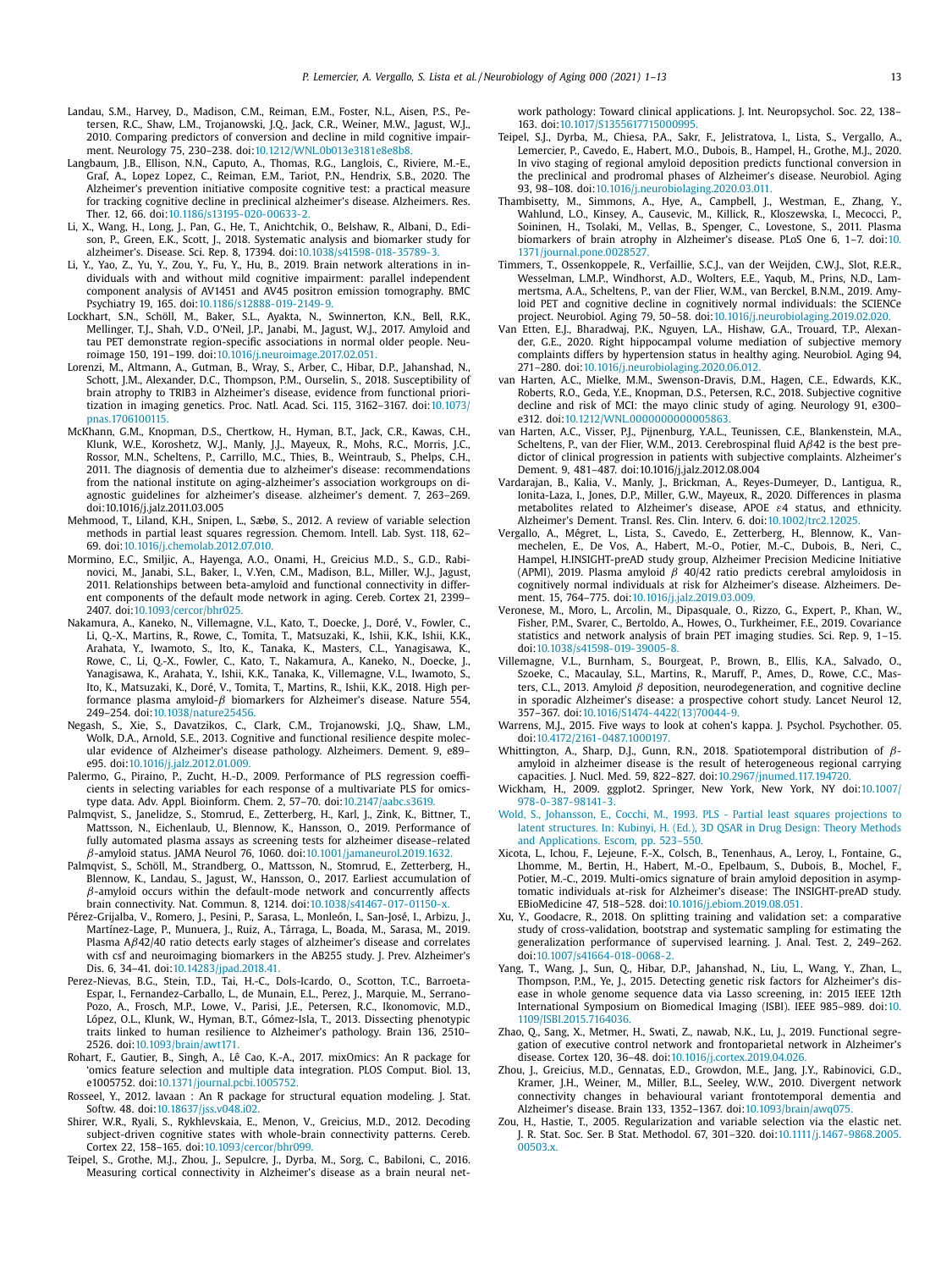Landau, S.M., Harvey, D., Madison, C.M., Reiman, E.M., Foster, N.L., Aisen, P.S., Petersen, R.C., Shaw, L.M., Trojanowski, J.Q., Jack, C.R., Weiner, M.W., Jagust, W.J., 2010. Comparing predictors of conversion and decline in mild cognitive impairment. Neurology 75, 230–238. doi:10.1212/WNL.0b013e3181e8e8b8.

Langbaum, J.B., Ellison, N.N., Caputo, A., Thomas, R.G., Langlois, C., Riviere, M.-E., Graf, A., Lopez Lopez, C., Reiman, E.M., Tariot, P.N., Hendrix, S.B., 2020. The Alzheimer's prevention initiative composite cognitive test: a practical measure for tracking cognitive decline in preclinical alzheimer's disease. Alzheimers. Res. Ther. 12, 66. doi:10.1186/s13195-020-00633-2.

Li, X., Wang, H., Long, J., Pan, G., He, T., Anichtchik, O., Belshaw, R., Albani, D., Edison, P., Green, E.K., Scott, J., 2018. Systematic analysis and biomarker study for alzheimer's. Disease. Sci. Rep. 8, 17394. doi:10.1038/s41598-018-35789-3.

Li, Y., Yao, Z., Yu, Y., Zou, Y., Fu, Y., Hu, B., 2019. Brain network alterations in individuals with and without mild cognitive impairment: parallel independent component analysis of AV1451 and AV45 positron emission tomography. BMC Psychiatry 19, 165. doi:10.1186/s12888-019-2149-9.

Lockhart, S.N., Schöll, M., Baker, S.L., Ayakta, N., Swinnerton, K.N., Bell, R.K., Mellinger, T.J., Shah, V.D., O'Neil, J.P., Janabi, M., Jagust, W.J., 2017. Amyloid and tau PET demonstrate region-specific associations in normal older people. Neuroimage 150, 191–199. doi:10.1016/j.neuroimage.2017.02.051.

Lorenzi, M., Altmann, A., Gutman, B., Wray, S., Arber, C., Hibar, D.P., Jahanshad, N., Schott, J.M., Alexander, D.C., Thompson, P.M., Ourselin, S., 2018. Susceptibility of brain atrophy to TRIB3 in Alzheimer's disease, evidence from functional prioritization in imaging genetics. Proc. Natl. Acad. Sci. 115, 3162–3167. doi:10.1073/pnas.1706100115.

McKhann, G.M., Knopman, D.S., Chertkow, H., Hyman, B.T., Jack, C.R., Kawas, C.H., Klunk, W.E., Koroshetz, W.J., Manly, J.J., Mayeux, R., Mohs, R.C., Morris, J.C., Rossor, M.N., Scheltens, P., Carrillo, M.C., Thies, B., Weintraub, S., Phelps, C.H., 2011. The diagnosis of dementia due to alzheimer's disease: recommendations from the national institute on aging-alzheimer's association workgroups on diagnostic guidelines for alzheimer's disease. alzheimer's dement. 7, 263–269. doi:10.1016/j.jalz.2011.03.005

Mehmood, T., Liland, K.H., Snipen, L., Sæbø, S., 2012. A review of variable selection methods in partial least squares regression. Chemom. Intell. Lab. Syst. 118, 62–69. doi:10.1016/j.chemolab.2012.07.010.

Mormino, E.C., Smiljic, A., Hayenga, A.O., Onami, H., Greicius M.D., S., G.D., Rabinovici, M., Janabi, S.L., Baker, I., V.Yen, C.M., Madison, B.L., Miller, W.J., Jagust, 2011. Relationships between beta-amyloid and functional connectivity in different components of the default mode network in aging. Cereb. Cortex 21, 2399–2407. doi:10.1093/cercor/bhr025.

Nakamura, A., Kaneko, N., Villemagne, V.L., Kato, T., Doecke, J., Doré, V., Fowler, C., Li, Q.-X., Martins, R., Rowe, C., Tomita, T., Matsuzaki, K., Ishii, K.K., Ishii, K.K., Arahata, Y., Iwamoto, S., Ito, K., Tanaka, K., Masters, C.L., Yanagisawa, K., Rowe, C., Li, Q.-X., Fowler, C., Kato, T., Nakamura, A., Kaneko, N., Doecke, J., Yanagisawa, K., Arahata, Y., Ishii, K.K., Tanaka, K., Villemagne, V.L., Iwamoto, S., Ito, K., Matsuzaki, K., Doré, V., Tomita, T., Martins, R., Ishii, K.K., 2018. High performance plasma amyloid-$\beta$ biomarkers for Alzheimer's disease. Nature 554, 249–254. doi:10.1038/nature25456.

Negash, S., Xie, S., Davatzikos, C., Clark, C.M., Trojanowski, J.Q., Shaw, L.M., Wolk, D.A., Arnold, S.E., 2013. Cognitive and functional resilience despite molecular evidence of Alzheimer's disease pathology. Alzheimers. Dement. 9, e89–e95. doi:10.1016/j.jalz.2012.01.009.

Palermo, G., Piraino, P., Zucht, H.-D., 2009. Performance of PLS regression coefficients in selecting variables for each response of a multivariate PLS for omics-type data. Adv. Appl. Bioinform. Chem. 2, 57–70. doi:10.2147/aabc.s3619.

Palmqvist, S., Janelidze, S., Stomrud, E., Zetterberg, H., Karl, J., Zink, K., Bittner, T., Mattsson, N., Eichenlaub, U., Blennow, K., Hansson, O., 2019. Performance of fully automated plasma assays as screening tests for alzheimer disease–related $\beta$-amyloid status. JAMA Neurol 76, 1060. doi:10.1001/jamaneurol.2019.1632.

Palmqvist, S., Schöll, M., Strandberg, O., Mattsson, N., Stomrud, E., Zetterberg, H., Blennow, K., Landau, S., Jagust, W., Hansson, O., 2017. Earliest accumulation of $\beta$-amyloid occurs within the default-mode network and concurrently affects brain connectivity. Nat. Commun. 8, 1214. doi:10.1038/s41467-017-01150-x.

Pérez-Grijalba, V., Romero, J., Pesini, P., Sarasa, L., Monleón, I., San-José, I., Arbizu, J., Martínez-Lage, P., Munuera, J., Ruiz, A., Tárraga, L., Boada, M., Sarasa, M., 2019. Plasma A$\beta$42/40 ratio detects early stages of alzheimer's disease and correlates with csf and neuroimaging biomarkers in the AB255 study. J. Prev. Alzheimer's Dis. 6, 34–41. doi:10.14283/jpad.2018.41.

Perez-Nievas, B.G., Stein, T.D., Tai, H.-C., Dols-Icardo, O., Scotton, T.C., Barroeta-Espar, I., Fernandez-Carballo, L., de Munain, E.L., Perez, J., Marquie, M., Serrano-Pozo, A., Frosch, M.P., Lowe, V., Parisi, J.E., Petersen, R.C., Ikonomovic, M.D., López, O.L., Klunk, W., Hyman, B.T., Gómez-Isla, T., 2013. Dissecting phenotypic traits linked to human resilience to Alzheimer's pathology. Brain 136, 2510–2526. doi:10.1093/brain/awt171.

Rohart, F., Gautier, B., Singh, A., Lê Cao, K.-A., 2017. mixOmics: An R package for 'omics feature selection and multiple data integration. PLOS Comput. Biol. 13, e1005752. doi:10.1371/journal.pcbi.1005752.

Rosseel, Y., 2012. lavaan : An R package for structural equation modeling. J. Stat. Softw. 48. doi:10.18637/jss.v048.i02.

Shirer, W.R., Ryali, S., Rykhlevskaia, E., Menon, V., Greicius, M.D., 2012. Decoding subject-driven cognitive states with whole-brain connectivity patterns. Cereb. Cortex 22, 158–165. doi:10.1093/cercor/bhr099.

Teipel, S., Grothe, M.J., Zhou, J., Sepulcre, J., Dyrba, M., Sorg, C., Babiloni, C., 2016. Measuring cortical connectivity in Alzheimer's disease as a brain neural network pathology: Toward clinical applications. J. Int. Neuropsychol. Soc. 22, 138–163. doi:10.1017/S1355617715000995.

Teipel, S.J., Dyrba, M., Chiesa, P.A., Sakr, F., Jelistratova, I., Lista, S., Vergallo, A., Lemercier, P., Cavedo, E., Habert, M.O., Dubois, B., Hampel, H., Grothe, M.J., 2020. In vivo staging of regional amyloid deposition predicts functional conversion in the preclinical and prodromal phases of Alzheimer's disease. Neurobiol. Aging 93, 98–108. doi:10.1016/j.neurobiolaging.2020.03.011.

Thambisetty, M., Simmons, A., Hye, A., Campbell, J., Westman, E., Zhang, Y., Wahlund, L.O., Kinsey, A., Causevic, M., Killick, R., Kloszewska, I., Mecocci, P., Soininen, H., Tsolaki, M., Vellas, B., Spenger, C., Lovestone, S., 2011. Plasma biomarkers of brain atrophy in Alzheimer's disease. PLoS One 6, 1–7. doi:10.1371/journal.pone.0028527.

Timmers, T., Ossenkoppele, R., Verfaillie, S.C.J., van der Weijden, C.W.J., Slot, R.E.R., Wesselman, L.M.P., Windhorst, A.D., Wolters, E.E., Yaqub, M., Prins, N.D., Lammertsma, A.A., Scheltens, P., van der Flier, W.M., van Berckel, B.N.M., 2019. Amyloid PET and cognitive decline in cognitively normal individuals: the SCIENCe project. Neurobiol. Aging 79, 50–58. doi:10.1016/j.neurobiolaging.2019.02.020.

Van Etten, E.J., Bharadwaj, P.K., Nguyen, L.A., Hishaw, G.A., Trouard, T.P., Alexander, G.E., 2020. Right hippocampal volume mediation of subjective memory complaints differs by hypertension status in healthy aging. Neurobiol. Aging 94, 271–280. doi:10.1016/j.neurobiolaging.2020.06.012.

van Harten, A.C., Mielke, M.M., Swenson-Dravis, D.M., Hagen, C.E., Edwards, K.K., Roberts, R.O., Geda, Y.E., Knopman, D.S., Petersen, R.C., 2018. Subjective cognitive decline and risk of MCI: the mayo clinic study of aging. Neurology 91, e300–e312. doi:10.1212/WNL.0000000000005863.

van Harten, A.C., Visser, P.J., Pijnenburg, Y.A.L., Teunissen, C.E., Blankenstein, M.A., Scheltens, P., van der Flier, W.M., 2013. Cerebrospinal fluid A$\beta$42 is the best predictor of clinical progression in patients with subjective complaints. Alzheimer's Dement. 9, 481–487. doi:10.1016/j.jalz.2012.08.004

Vardarajan, B., Kalia, V., Manly, J., Brickman, A., Reyes-Dumeyer, D., Lantigua, R., Ionita-Laza, I., Jones, D.P., Miller, G.W., Mayeux, R., 2020. Differences in plasma metabolites related to Alzheimer's disease, APOE $\varepsilon$4 status, and ethnicity. Alzheimer's Dement. Transl. Res. Clin. Interv. 6. doi:10.1002/trc2.12025.

Vergallo, A., Mégret, L., Lista, S., Cavedo, E., Zetterberg, H., Blennow, K., Vanmechelen, E., De Vos, A., Habert, M.-O., Potier, M.-C., Dubois, B., Neri, C., Hampel, H.INSIGHT-preAD study group, Alzheimer Precision Medicine Initiative (APMI), 2019. Plasma amyloid $\beta$ 40/42 ratio predicts cerebral amyloidosis in cognitively normal individuals at risk for Alzheimer's disease. Alzheimers. Dement. 15, 764–775. doi:10.1016/j.jalz.2019.03.009.

Veronese, M., Moro, L., Arcolin, M., Dipasquale, O., Rizzo, G., Expert, P., Khan, W., Fisher, P.M., Svarer, C., Bertoldo, A., Howes, O., Turkheimer, F.E., 2019. Covariance statistics and network analysis of brain PET imaging studies. Sci. Rep. 9, 1–15. doi:10.1038/s41598-019-39005-8.

Villemagne, V.L., Burnham, S., Bourgeat, P., Brown, B., Ellis, K.A., Salvado, O., Szoeke, C., Macaulay, S.L., Martins, R., Maruff, P., Ames, D., Rowe, C.C., Masters, C.L., 2013. Amyloid $\beta$ deposition, neurodegeneration, and cognitive decline in sporadic Alzheimer's disease: a prospective cohort study. Lancet Neurol 12, 357–367. doi:10.1016/S1474-4422(13)70044-9.

Warrens, M.J., 2015. Five ways to look at cohen's kappa. J. Psychol. Psychother. 05. doi:10.4172/2161-0487.1000197.

Whittington, A., Sharp, D.J., Gunn, R.N., 2018. Spatiotemporal distribution of $\beta$-amyloid in alzheimer disease is the result of heterogeneous regional carrying capacities. J. Nucl. Med. 59, 822–827. doi:10.2967/jnumed.117.194720.

Wickham, H., 2009. ggplot2. Springer, New York, New York, NY doi:10.1007/978-0-387-98141-3.

Wold, S., Johansson, E., Cocchi, M., 1993. PLS - Partial least squares projections to latent structures. In: Kubinyi, H. (Ed.), 3D QSAR in Drug Design: Theory Methods and Applications. Escom, pp. 523–550.

Xicota, L., Ichou, F., Lejeune, F.-X., Colsch, B., Tenenhaus, A., Leroy, I., Fontaine, G., Lhomme, M., Bertin, H., Habert, M.-O., Epelbaum, S., Dubois, B., Mochel, F., Potier, M.-C., 2019. Multi-omics signature of brain amyloid deposition in asymptomatic individuals at-risk for Alzheimer's disease: The INSIGHT-preAD study. EBioMedicine 47, 518–528. doi:10.1016/j.ebiom.2019.08.051.

Xu, Y., Goodacre, R., 2018. On splitting training and validation set: a comparative study of cross-validation, bootstrap and systematic sampling for estimating the generalization performance of supervised learning. J. Anal. Test. 2, 249–262. doi:10.1007/s41664-018-0068-2.

Yang, T., Wang, J., Sun, Q., Hibar, D.P., Jahanshad, N., Liu, L., Wang, Y., Zhan, L., Thompson, P.M., Ye, J., 2015. Detecting genetic risk factors for Alzheimer's disease in whole genome sequence data via Lasso screening, in: 2015 IEEE 12th International Symposium on Biomedical Imaging (ISBI). IEEE 985–989. doi:10.1109/ISBI.2015.7164036.

Zhao, Q., Sang, X., Metmer, H., Swati, Z., nawab, N.K., Lu, J., 2019. Functional segregation of executive control network and frontoparietal network in Alzheimer's disease. Cortex 120, 36–48. doi:10.1016/j.cortex.2019.04.026.

Zhou, J., Greicius, M.D., Gennatas, E.D., Growdon, M.E., Jang, J.Y., Rabinovici, G.D., Kramer, J.H., Weiner, M., Miller, B.L., Seeley, W.W., 2010. Divergent network connectivity changes in behavioural variant frontotemporal dementia and Alzheimer's disease. Brain 133, 1352–1367. doi:10.1093/brain/awq075.

Zou, H., Hastie, T., 2005. Regularization and variable selection via the elastic net. J. R. Stat. Soc. Ser. B Stat. Methodol. 67, 301–320. doi:10.1111/j.1467-9868.2005.00503.x.